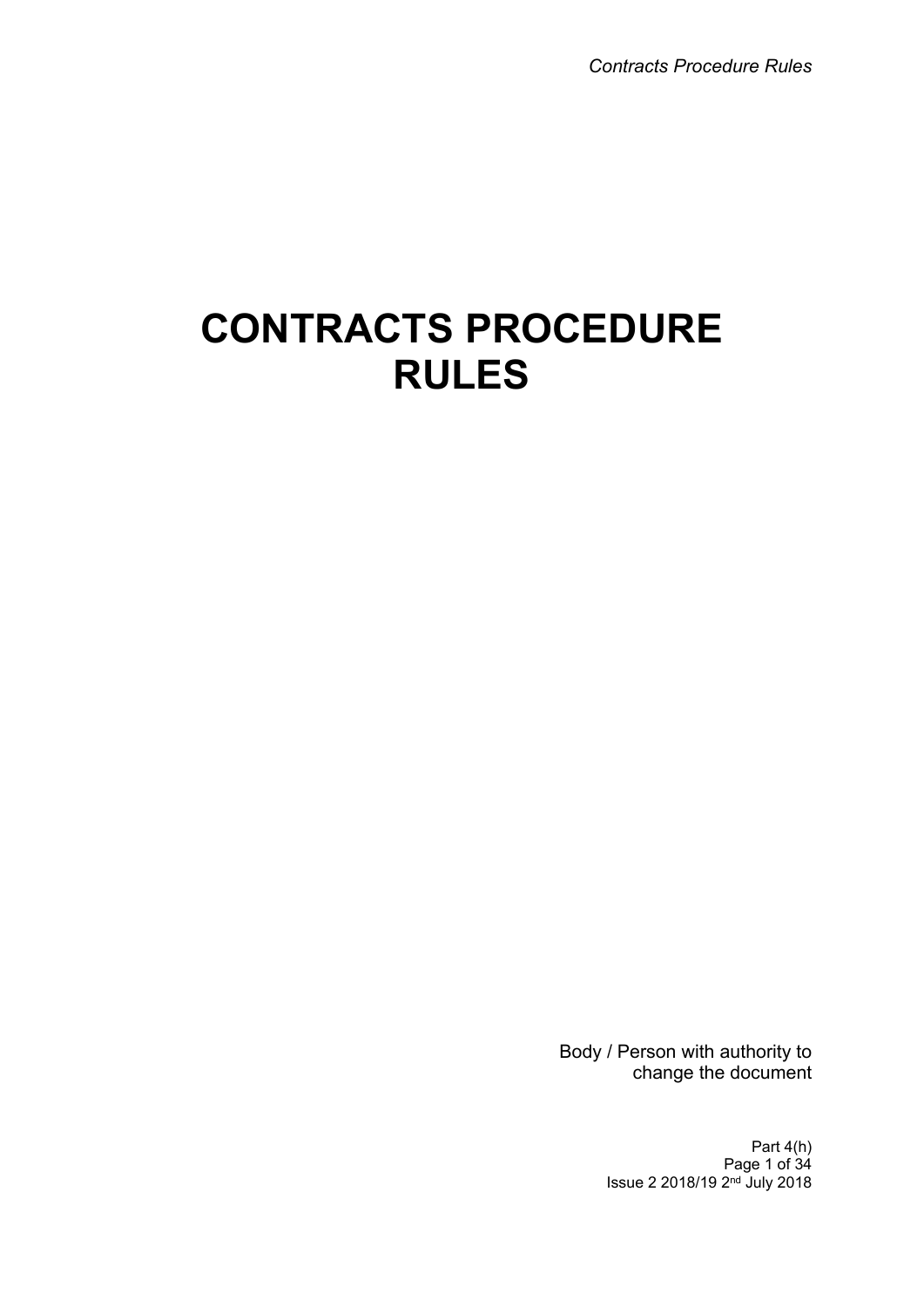# CONTRACTS PROCEDURE RULES

Body / Person with authority to change the document

Part 4(h)

Issue 2 2018/19 2nd July 2018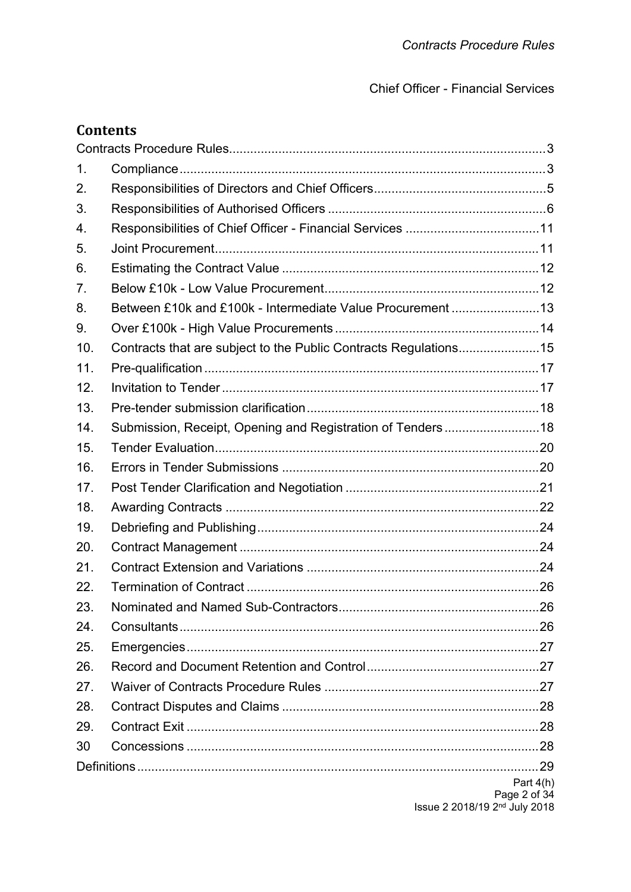Chief Officer - Financial Services

## Contents

Contracts Procedure Rules ... 3

1. Compliance ... 3
2. Responsibilities of Directors and Chief Officers ... 5
3. Responsibilities of Authorised Officers ... 6
4. Responsibilities of Chief Officer - Financial Services ... 11
5. Joint Procurement ... 11
6. Estimating the Contract Value ... 12
7. Below £10k - Low Value Procurement ... 12
8. Between £10k and £100k - Intermediate Value Procurement ... 13
9. Over £100k - High Value Procurements ... 14
10. Contracts that are subject to the Public Contracts Regulations ... 15
11. Pre-qualification ... 17
12. Invitation to Tender ... 17
13. Pre-tender submission clarification ... 18
14. Submission, Receipt, Opening and Registration of Tenders ... 18
15. Tender Evaluation ... 20
16. Errors in Tender Submissions ... 20
17. Post Tender Clarification and Negotiation ... 21
18. Awarding Contracts ... 22
19. Debriefing and Publishing ... 24
20. Contract Management ... 24
21. Contract Extension and Variations ... 24
22. Termination of Contract ... 26
23. Nominated and Named Sub-Contractors ... 26
24. Consultants ... 26
25. Emergencies ... 27
26. Record and Document Retention and Control ... 27
27. Waiver of Contracts Procedure Rules ... 27
28. Contract Disputes and Claims ... 28
29. Contract Exit ... 28
30. Concessions ... 28

Definitions ... 29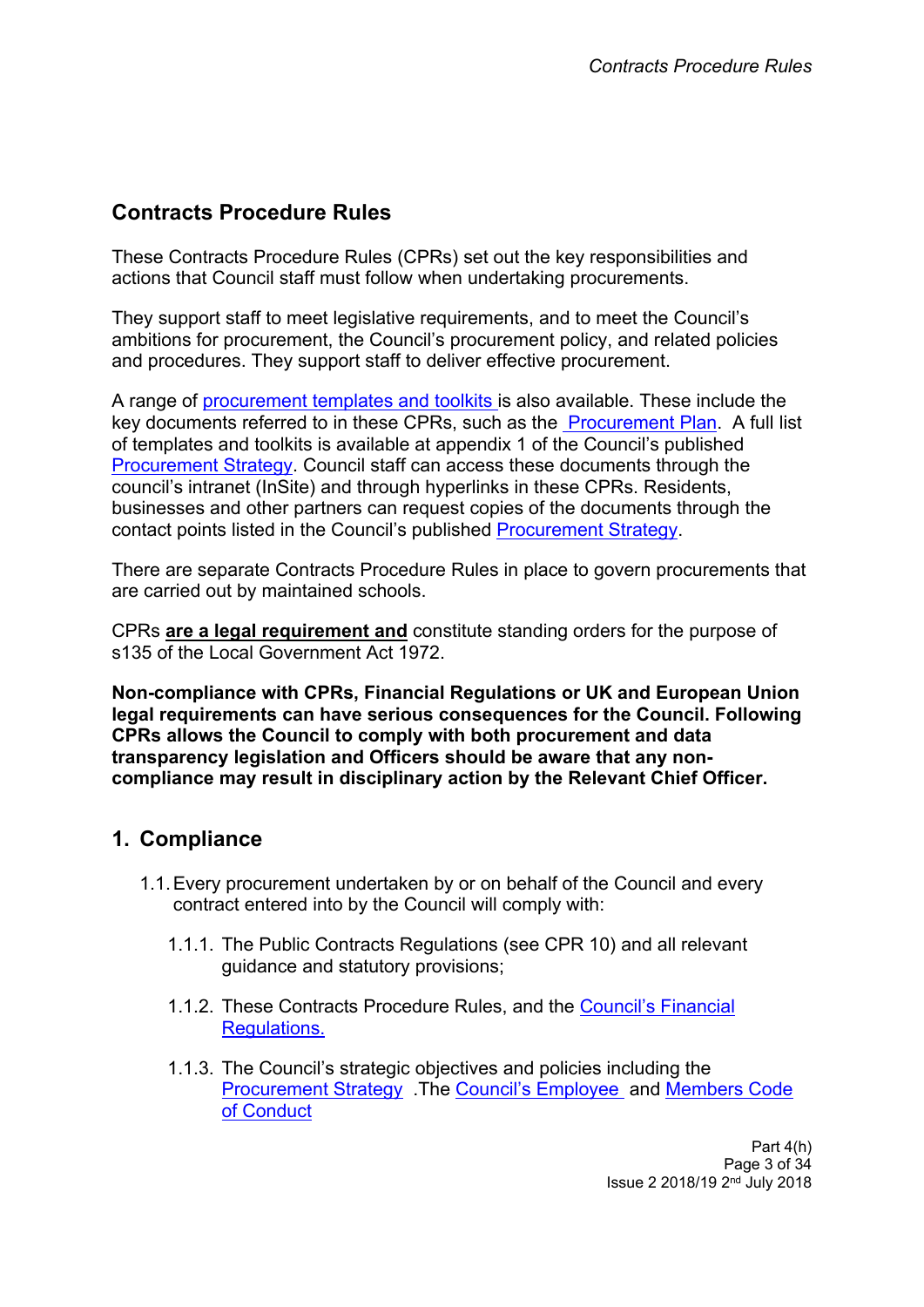## Contracts Procedure Rules

These Contracts Procedure Rules (CPRs) set out the key responsibilities and actions that Council staff must follow when undertaking procurements.

They support staff to meet legislative requirements, and to meet the Council's ambitions for procurement, the Council's procurement policy, and related policies and procedures. They support staff to deliver effective procurement.

A range of procurement templates and toolkits is also available. These include the key documents referred to in these CPRs, such as the Procurement Plan. A full list of templates and toolkits is available at appendix 1 of the Council's published Procurement Strategy. Council staff can access these documents through the council's intranet (InSite) and through hyperlinks in these CPRs. Residents, businesses and other partners can request copies of the documents through the contact points listed in the Council's published Procurement Strategy.

There are separate Contracts Procedure Rules in place to govern procurements that are carried out by maintained schools.

CPRs **are a legal requirement and** constitute standing orders for the purpose of s135 of the Local Government Act 1972.

**Non-compliance with CPRs, Financial Regulations or UK and European Union legal requirements can have serious consequences for the Council. Following CPRs allows the Council to comply with both procurement and data transparency legislation and Officers should be aware that any non-compliance may result in disciplinary action by the Relevant Chief Officer.**

## 1. Compliance

1.1. Every procurement undertaken by or on behalf of the Council and every contract entered into by the Council will comply with:

1.1.1. The Public Contracts Regulations (see CPR 10) and all relevant guidance and statutory provisions;

1.1.2. These Contracts Procedure Rules, and the Council's Financial Regulations.

1.1.3. The Council's strategic objectives and policies including the Procurement Strategy .The Council's Employee and Members Code of Conduct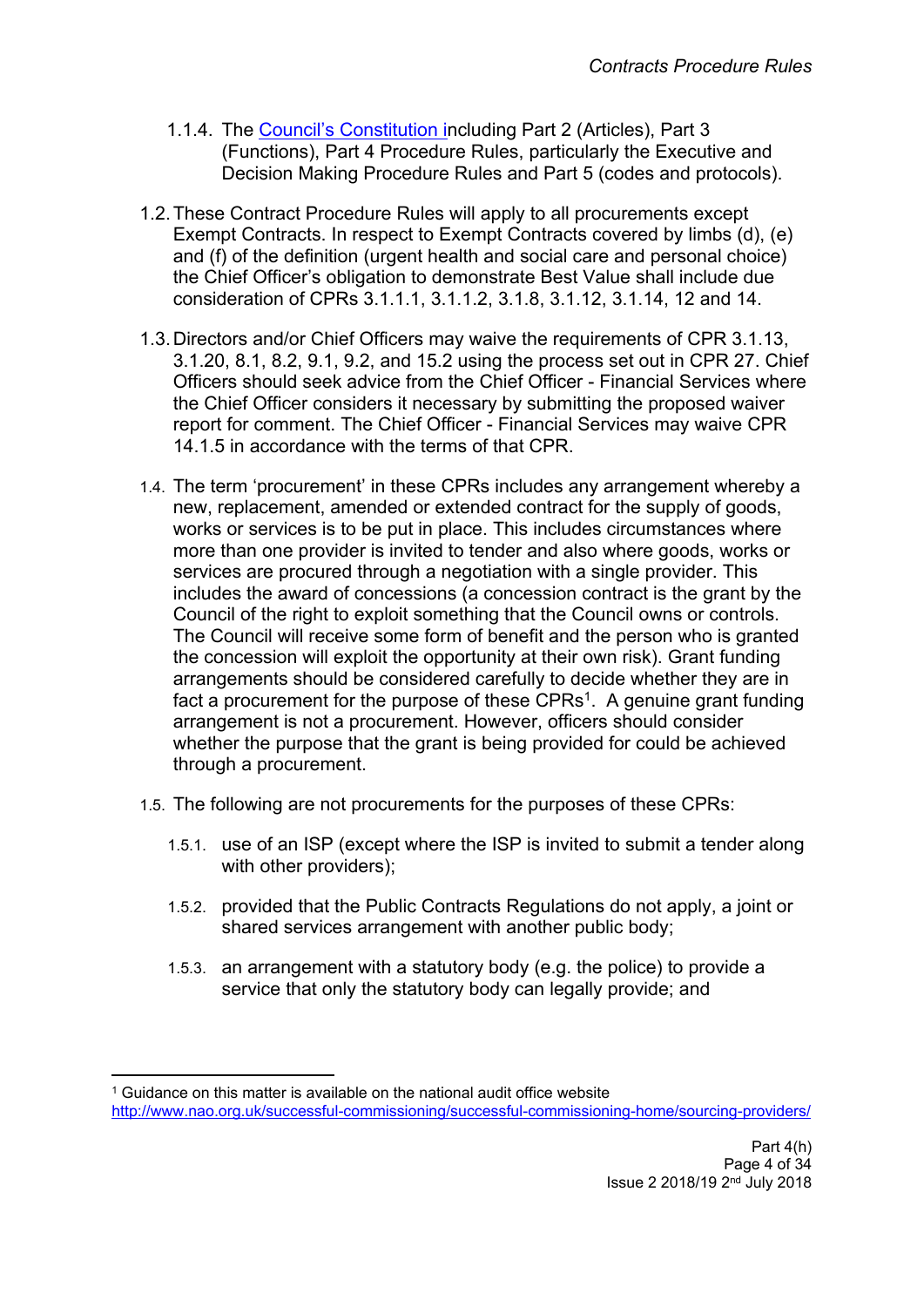1.1.4. The [Council's Constitution](#) including Part 2 (Articles), Part 3 (Functions), Part 4 Procedure Rules, particularly the Executive and Decision Making Procedure Rules and Part 5 (codes and protocols).

1.2. These Contract Procedure Rules will apply to all procurements except Exempt Contracts. In respect to Exempt Contracts covered by limbs (d), (e) and (f) of the definition (urgent health and social care and personal choice) the Chief Officer's obligation to demonstrate Best Value shall include due consideration of CPRs 3.1.1.1, 3.1.1.2, 3.1.8, 3.1.12, 3.1.14, 12 and 14.

1.3. Directors and/or Chief Officers may waive the requirements of CPR 3.1.13, 3.1.20, 8.1, 8.2, 9.1, 9.2, and 15.2 using the process set out in CPR 27. Chief Officers should seek advice from the Chief Officer - Financial Services where the Chief Officer considers it necessary by submitting the proposed waiver report for comment. The Chief Officer - Financial Services may waive CPR 14.1.5 in accordance with the terms of that CPR.

1.4. The term 'procurement' in these CPRs includes any arrangement whereby a new, replacement, amended or extended contract for the supply of goods, works or services is to be put in place. This includes circumstances where more than one provider is invited to tender and also where goods, works or services are procured through a negotiation with a single provider. This includes the award of concessions (a concession contract is the grant by the Council of the right to exploit something that the Council owns or controls. The Council will receive some form of benefit and the person who is granted the concession will exploit the opportunity at their own risk). Grant funding arrangements should be considered carefully to decide whether they are in fact a procurement for the purpose of these CPRs[1]. A genuine grant funding arrangement is not a procurement. However, officers should consider whether the purpose that the grant is being provided for could be achieved through a procurement.

1.5. The following are not procurements for the purposes of these CPRs:

1.5.1. use of an ISP (except where the ISP is invited to submit a tender along with other providers);

1.5.2. provided that the Public Contracts Regulations do not apply, a joint or shared services arrangement with another public body;

1.5.3. an arrangement with a statutory body (e.g. the police) to provide a service that only the statutory body can legally provide; and

---

[1] Guidance on this matter is available on the national audit office website http://www.nao.org.uk/successful-commissioning/successful-commissioning-home/sourcing-providers/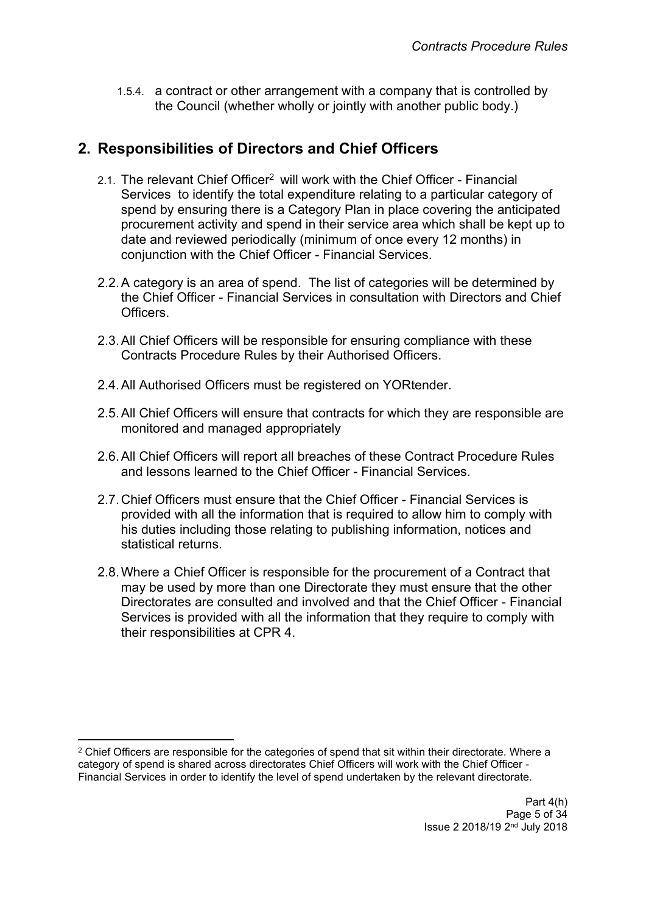1.5.4. a contract or other arrangement with a company that is controlled by the Council (whether wholly or jointly with another public body.)

## 2. Responsibilities of Directors and Chief Officers

2.1. The relevant Chief Officer[2] will work with the Chief Officer - Financial Services to identify the total expenditure relating to a particular category of spend by ensuring there is a Category Plan in place covering the anticipated procurement activity and spend in their service area which shall be kept up to date and reviewed periodically (minimum of once every 12 months) in conjunction with the Chief Officer - Financial Services.

2.2. A category is an area of spend. The list of categories will be determined by the Chief Officer - Financial Services in consultation with Directors and Chief Officers.

2.3. All Chief Officers will be responsible for ensuring compliance with these Contracts Procedure Rules by their Authorised Officers.

2.4. All Authorised Officers must be registered on YORtender.

2.5. All Chief Officers will ensure that contracts for which they are responsible are monitored and managed appropriately

2.6. All Chief Officers will report all breaches of these Contract Procedure Rules and lessons learned to the Chief Officer - Financial Services.

2.7. Chief Officers must ensure that the Chief Officer - Financial Services is provided with all the information that is required to allow him to comply with his duties including those relating to publishing information, notices and statistical returns.

2.8. Where a Chief Officer is responsible for the procurement of a Contract that may be used by more than one Directorate they must ensure that the other Directorates are consulted and involved and that the Chief Officer - Financial Services is provided with all the information that they require to comply with their responsibilities at CPR 4.

---

[2] Chief Officers are responsible for the categories of spend that sit within their directorate. Where a category of spend is shared across directorates Chief Officers will work with the Chief Officer - Financial Services in order to identify the level of spend undertaken by the relevant directorate.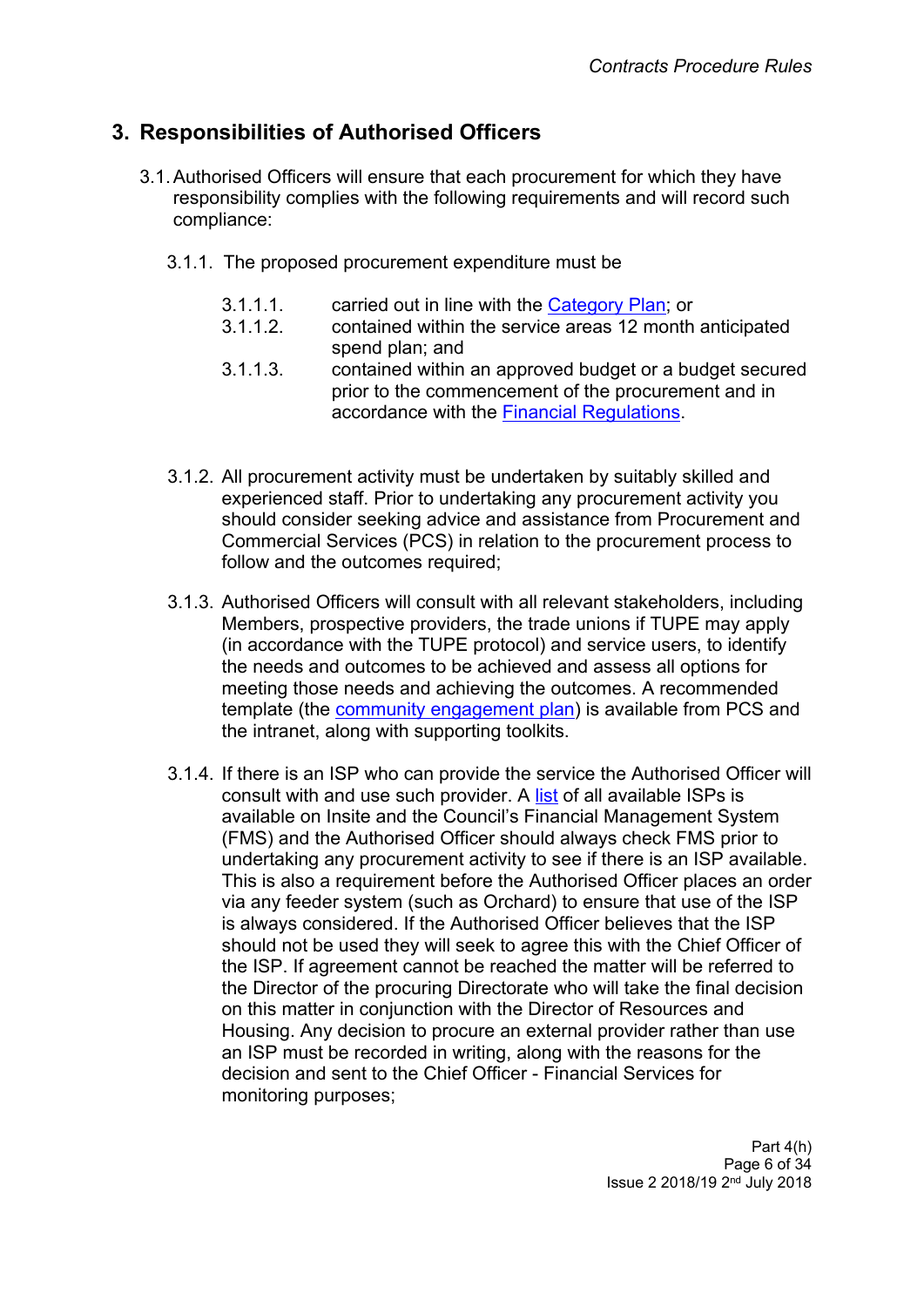## 3. Responsibilities of Authorised Officers

3.1. Authorised Officers will ensure that each procurement for which they have responsibility complies with the following requirements and will record such compliance:

3.1.1. The proposed procurement expenditure must be

3.1.1.1. carried out in line with the Category Plan; or

3.1.1.2. contained within the service areas 12 month anticipated spend plan; and

3.1.1.3. contained within an approved budget or a budget secured prior to the commencement of the procurement and in accordance with the Financial Regulations.

3.1.2. All procurement activity must be undertaken by suitably skilled and experienced staff. Prior to undertaking any procurement activity you should consider seeking advice and assistance from Procurement and Commercial Services (PCS) in relation to the procurement process to follow and the outcomes required;

3.1.3. Authorised Officers will consult with all relevant stakeholders, including Members, prospective providers, the trade unions if TUPE may apply (in accordance with the TUPE protocol) and service users, to identify the needs and outcomes to be achieved and assess all options for meeting those needs and achieving the outcomes. A recommended template (the community engagement plan) is available from PCS and the intranet, along with supporting toolkits.

3.1.4. If there is an ISP who can provide the service the Authorised Officer will consult with and use such provider. A list of all available ISPs is available on Insite and the Council's Financial Management System (FMS) and the Authorised Officer should always check FMS prior to undertaking any procurement activity to see if there is an ISP available. This is also a requirement before the Authorised Officer places an order via any feeder system (such as Orchard) to ensure that use of the ISP is always considered. If the Authorised Officer believes that the ISP should not be used they will seek to agree this with the Chief Officer of the ISP. If agreement cannot be reached the matter will be referred to the Director of the procuring Directorate who will take the final decision on this matter in conjunction with the Director of Resources and Housing. Any decision to procure an external provider rather than use an ISP must be recorded in writing, along with the reasons for the decision and sent to the Chief Officer - Financial Services for monitoring purposes;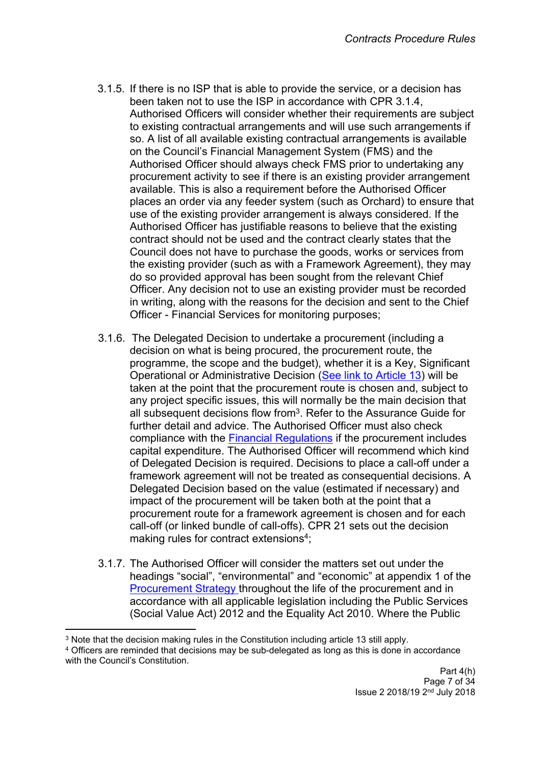3.1.5. If there is no ISP that is able to provide the service, or a decision has been taken not to use the ISP in accordance with CPR 3.1.4, Authorised Officers will consider whether their requirements are subject to existing contractual arrangements and will use such arrangements if so. A list of all available existing contractual arrangements is available on the Council's Financial Management System (FMS) and the Authorised Officer should always check FMS prior to undertaking any procurement activity to see if there is an existing provider arrangement available. This is also a requirement before the Authorised Officer places an order via any feeder system (such as Orchard) to ensure that use of the existing provider arrangement is always considered. If the Authorised Officer has justifiable reasons to believe that the existing contract should not be used and the contract clearly states that the Council does not have to purchase the goods, works or services from the existing provider (such as with a Framework Agreement), they may do so provided approval has been sought from the relevant Chief Officer. Any decision not to use an existing provider must be recorded in writing, along with the reasons for the decision and sent to the Chief Officer - Financial Services for monitoring purposes;

3.1.6. The Delegated Decision to undertake a procurement (including a decision on what is being procured, the procurement route, the programme, the scope and the budget), whether it is a Key, Significant Operational or Administrative Decision (See link to Article 13) will be taken at the point that the procurement route is chosen and, subject to any project specific issues, this will normally be the main decision that all subsequent decisions flow from[3]. Refer to the Assurance Guide for further detail and advice. The Authorised Officer must also check compliance with the Financial Regulations if the procurement includes capital expenditure. The Authorised Officer will recommend which kind of Delegated Decision is required. Decisions to place a call-off under a framework agreement will not be treated as consequential decisions. A Delegated Decision based on the value (estimated if necessary) and impact of the procurement will be taken both at the point that a procurement route for a framework agreement is chosen and for each call-off (or linked bundle of call-offs). CPR 21 sets out the decision making rules for contract extensions[4];

3.1.7. The Authorised Officer will consider the matters set out under the headings "social", "environmental" and "economic" at appendix 1 of the Procurement Strategy throughout the life of the procurement and in accordance with all applicable legislation including the Public Services (Social Value Act) 2012 and the Equality Act 2010. Where the Public

[3] Note that the decision making rules in the Constitution including article 13 still apply.

[4] Officers are reminded that decisions may be sub-delegated as long as this is done in accordance with the Council's Constitution.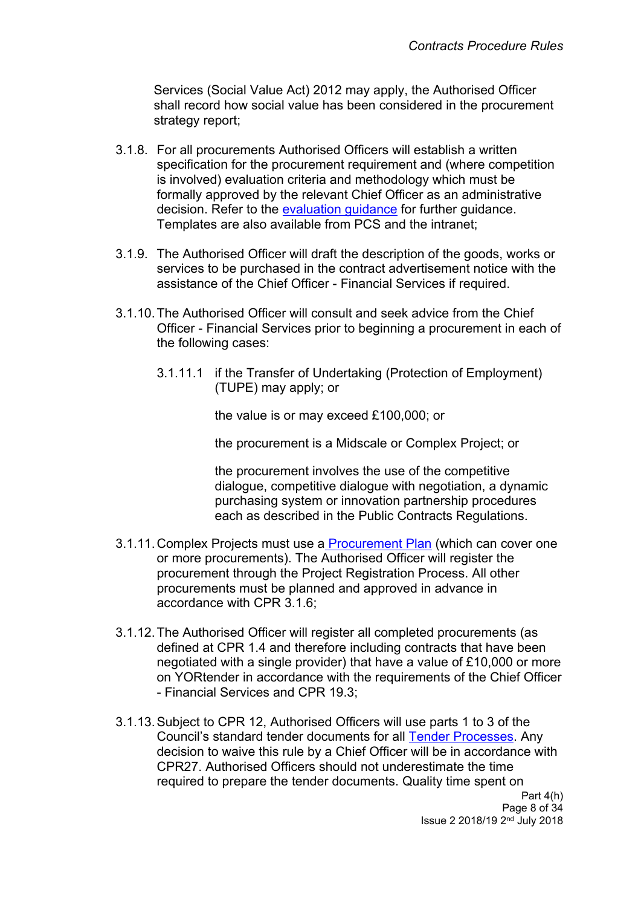Services (Social Value Act) 2012 may apply, the Authorised Officer shall record how social value has been considered in the procurement strategy report;

3.1.8. For all procurements Authorised Officers will establish a written specification for the procurement requirement and (where competition is involved) evaluation criteria and methodology which must be formally approved by the relevant Chief Officer as an administrative decision. Refer to the evaluation guidance for further guidance. Templates are also available from PCS and the intranet;

3.1.9. The Authorised Officer will draft the description of the goods, works or services to be purchased in the contract advertisement notice with the assistance of the Chief Officer - Financial Services if required.

3.1.10. The Authorised Officer will consult and seek advice from the Chief Officer - Financial Services prior to beginning a procurement in each of the following cases:

3.1.11.1 if the Transfer of Undertaking (Protection of Employment) (TUPE) may apply; or

the value is or may exceed £100,000; or

the procurement is a Midscale or Complex Project; or

the procurement involves the use of the competitive dialogue, competitive dialogue with negotiation, a dynamic purchasing system or innovation partnership procedures each as described in the Public Contracts Regulations.

3.1.11. Complex Projects must use a Procurement Plan (which can cover one or more procurements). The Authorised Officer will register the procurement through the Project Registration Process. All other procurements must be planned and approved in advance in accordance with CPR 3.1.6;

3.1.12. The Authorised Officer will register all completed procurements (as defined at CPR 1.4 and therefore including contracts that have been negotiated with a single provider) that have a value of £10,000 or more on YORtender in accordance with the requirements of the Chief Officer - Financial Services and CPR 19.3;

3.1.13. Subject to CPR 12, Authorised Officers will use parts 1 to 3 of the Council's standard tender documents for all Tender Processes. Any decision to waive this rule by a Chief Officer will be in accordance with CPR27. Authorised Officers should not underestimate the time required to prepare the tender documents. Quality time spent on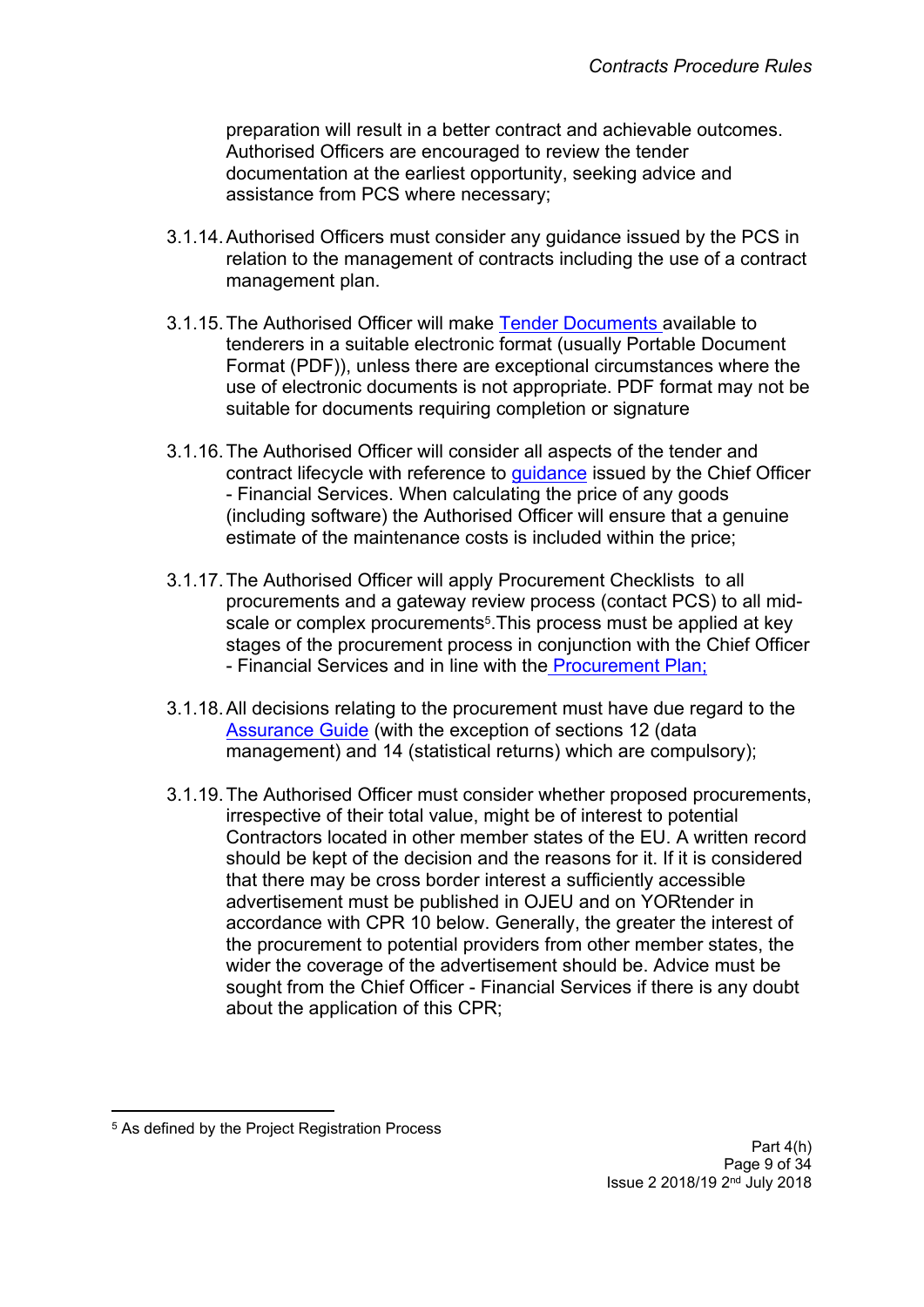preparation will result in a better contract and achievable outcomes. Authorised Officers are encouraged to review the tender documentation at the earliest opportunity, seeking advice and assistance from PCS where necessary;

3.1.14. Authorised Officers must consider any guidance issued by the PCS in relation to the management of contracts including the use of a contract management plan.

3.1.15. The Authorised Officer will make Tender Documents available to tenderers in a suitable electronic format (usually Portable Document Format (PDF)), unless there are exceptional circumstances where the use of electronic documents is not appropriate. PDF format may not be suitable for documents requiring completion or signature

3.1.16. The Authorised Officer will consider all aspects of the tender and contract lifecycle with reference to guidance issued by the Chief Officer - Financial Services. When calculating the price of any goods (including software) the Authorised Officer will ensure that a genuine estimate of the maintenance costs is included within the price;

3.1.17. The Authorised Officer will apply Procurement Checklists to all procurements and a gateway review process (contact PCS) to all mid-scale or complex procurements[5]. This process must be applied at key stages of the procurement process in conjunction with the Chief Officer - Financial Services and in line with the Procurement Plan;

3.1.18. All decisions relating to the procurement must have due regard to the Assurance Guide (with the exception of sections 12 (data management) and 14 (statistical returns) which are compulsory);

3.1.19. The Authorised Officer must consider whether proposed procurements, irrespective of their total value, might be of interest to potential Contractors located in other member states of the EU. A written record should be kept of the decision and the reasons for it. If it is considered that there may be cross border interest a sufficiently accessible advertisement must be published in OJEU and on YORtender in accordance with CPR 10 below. Generally, the greater the interest of the procurement to potential providers from other member states, the wider the coverage of the advertisement should be. Advice must be sought from the Chief Officer - Financial Services if there is any doubt about the application of this CPR;

---

[5] As defined by the Project Registration Process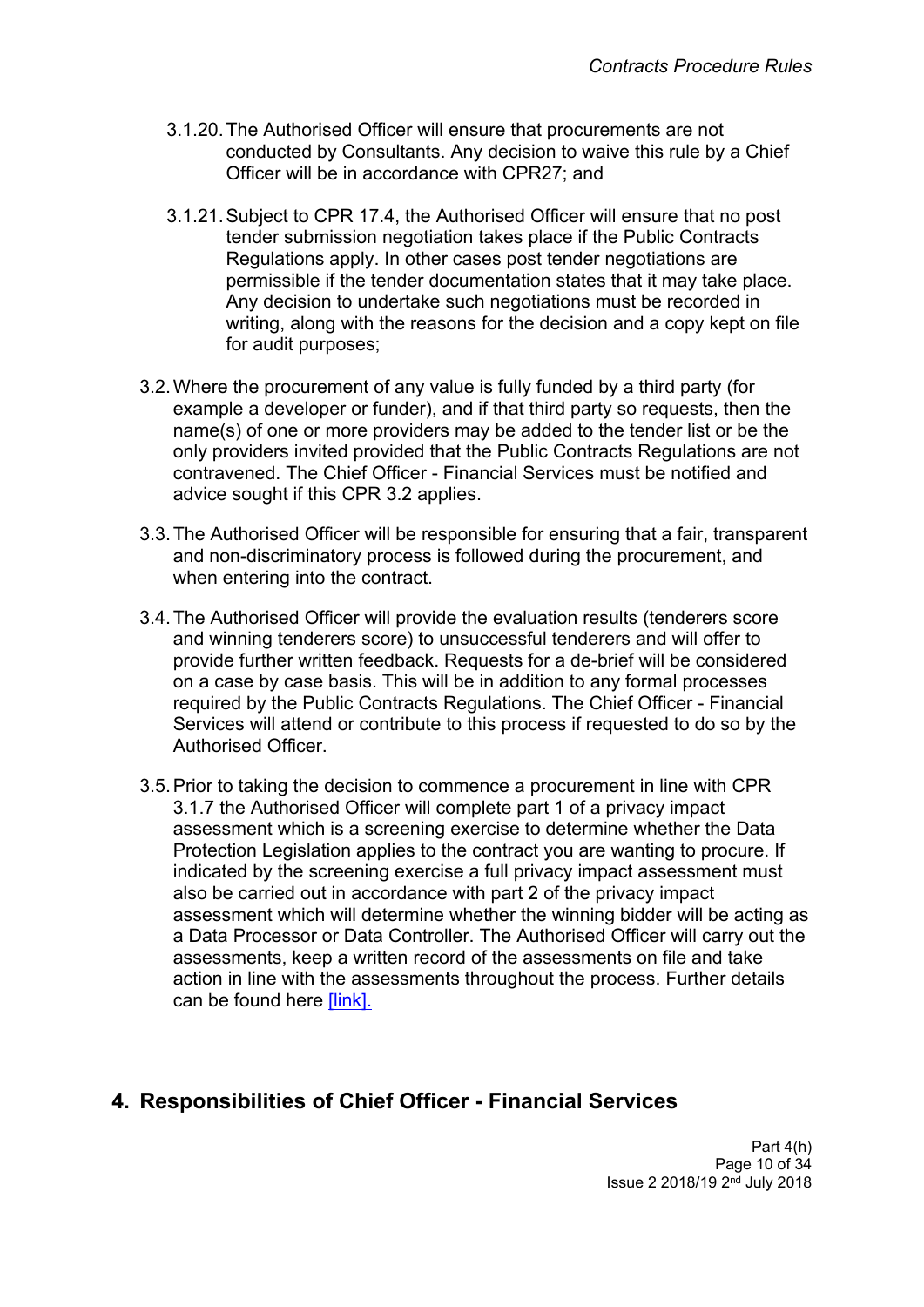3.1.20. The Authorised Officer will ensure that procurements are not conducted by Consultants. Any decision to waive this rule by a Chief Officer will be in accordance with CPR27; and

3.1.21. Subject to CPR 17.4, the Authorised Officer will ensure that no post tender submission negotiation takes place if the Public Contracts Regulations apply. In other cases post tender negotiations are permissible if the tender documentation states that it may take place. Any decision to undertake such negotiations must be recorded in writing, along with the reasons for the decision and a copy kept on file for audit purposes;

3.2. Where the procurement of any value is fully funded by a third party (for example a developer or funder), and if that third party so requests, then the name(s) of one or more providers may be added to the tender list or be the only providers invited provided that the Public Contracts Regulations are not contravened. The Chief Officer - Financial Services must be notified and advice sought if this CPR 3.2 applies.

3.3. The Authorised Officer will be responsible for ensuring that a fair, transparent and non-discriminatory process is followed during the procurement, and when entering into the contract.

3.4. The Authorised Officer will provide the evaluation results (tenderers score and winning tenderers score) to unsuccessful tenderers and will offer to provide further written feedback. Requests for a de-brief will be considered on a case by case basis. This will be in addition to any formal processes required by the Public Contracts Regulations. The Chief Officer - Financial Services will attend or contribute to this process if requested to do so by the Authorised Officer.

3.5. Prior to taking the decision to commence a procurement in line with CPR 3.1.7 the Authorised Officer will complete part 1 of a privacy impact assessment which is a screening exercise to determine whether the Data Protection Legislation applies to the contract you are wanting to procure. If indicated by the screening exercise a full privacy impact assessment must also be carried out in accordance with part 2 of the privacy impact assessment which will determine whether the winning bidder will be acting as a Data Processor or Data Controller. The Authorised Officer will carry out the assessments, keep a written record of the assessments on file and take action in line with the assessments throughout the process. Further details can be found here [link].

## 4. Responsibilities of Chief Officer - Financial Services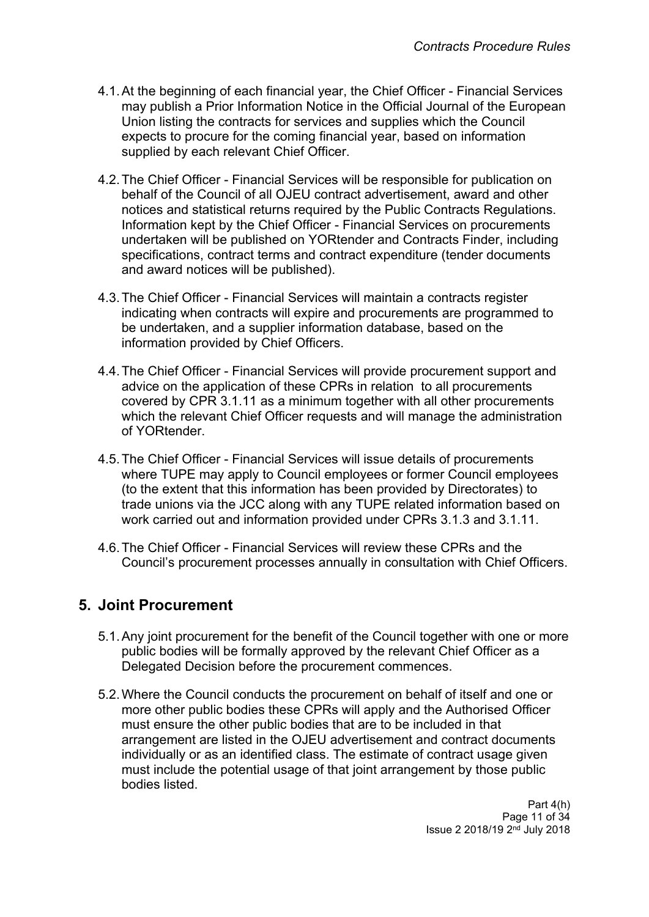4.1. At the beginning of each financial year, the Chief Officer - Financial Services may publish a Prior Information Notice in the Official Journal of the European Union listing the contracts for services and supplies which the Council expects to procure for the coming financial year, based on information supplied by each relevant Chief Officer.

4.2. The Chief Officer - Financial Services will be responsible for publication on behalf of the Council of all OJEU contract advertisement, award and other notices and statistical returns required by the Public Contracts Regulations. Information kept by the Chief Officer - Financial Services on procurements undertaken will be published on YORtender and Contracts Finder, including specifications, contract terms and contract expenditure (tender documents and award notices will be published).

4.3. The Chief Officer - Financial Services will maintain a contracts register indicating when contracts will expire and procurements are programmed to be undertaken, and a supplier information database, based on the information provided by Chief Officers.

4.4. The Chief Officer - Financial Services will provide procurement support and advice on the application of these CPRs in relation to all procurements covered by CPR 3.1.11 as a minimum together with all other procurements which the relevant Chief Officer requests and will manage the administration of YORtender.

4.5. The Chief Officer - Financial Services will issue details of procurements where TUPE may apply to Council employees or former Council employees (to the extent that this information has been provided by Directorates) to trade unions via the JCC along with any TUPE related information based on work carried out and information provided under CPRs 3.1.3 and 3.1.11.

4.6. The Chief Officer - Financial Services will review these CPRs and the Council's procurement processes annually in consultation with Chief Officers.

## 5. Joint Procurement

5.1. Any joint procurement for the benefit of the Council together with one or more public bodies will be formally approved by the relevant Chief Officer as a Delegated Decision before the procurement commences.

5.2. Where the Council conducts the procurement on behalf of itself and one or more other public bodies these CPRs will apply and the Authorised Officer must ensure the other public bodies that are to be included in that arrangement are listed in the OJEU advertisement and contract documents individually or as an identified class. The estimate of contract usage given must include the potential usage of that joint arrangement by those public bodies listed.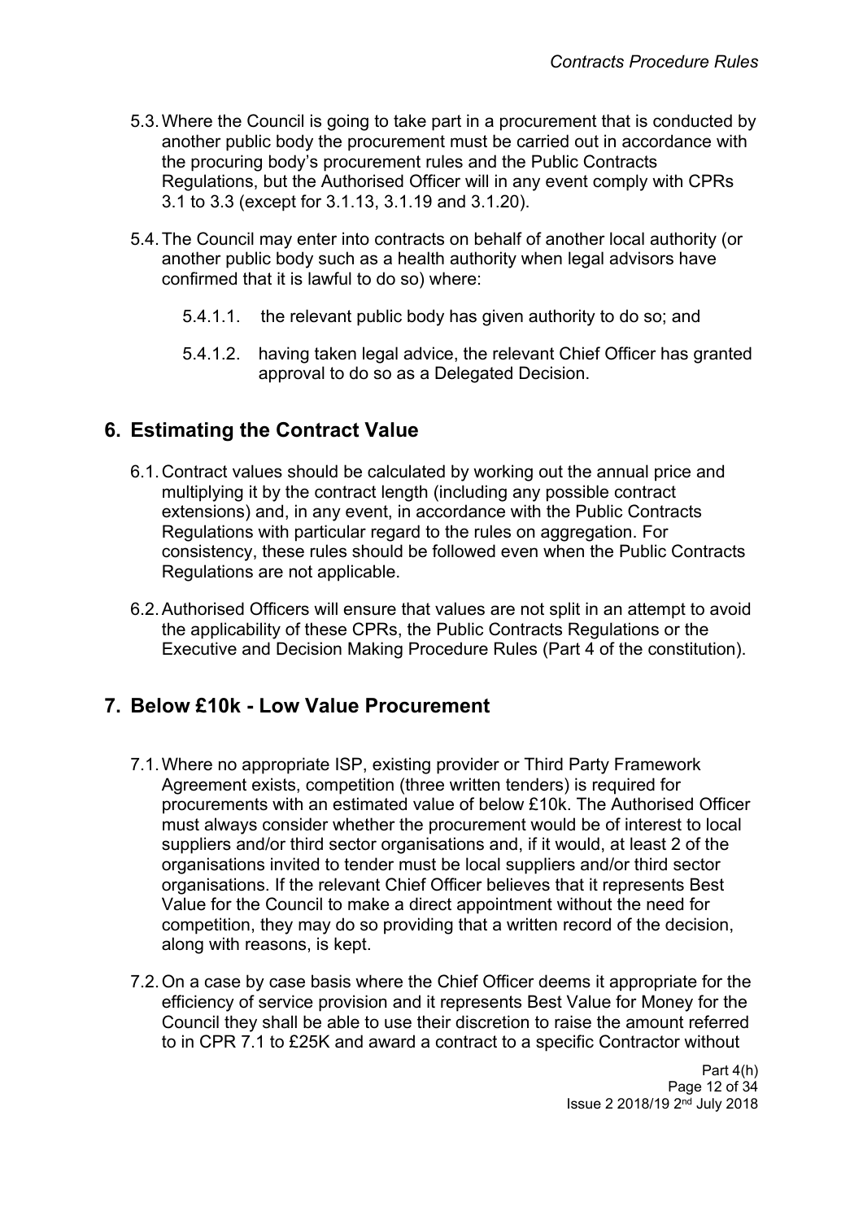5.3. Where the Council is going to take part in a procurement that is conducted by another public body the procurement must be carried out in accordance with the procuring body's procurement rules and the Public Contracts Regulations, but the Authorised Officer will in any event comply with CPRs 3.1 to 3.3 (except for 3.1.13, 3.1.19 and 3.1.20).

5.4. The Council may enter into contracts on behalf of another local authority (or another public body such as a health authority when legal advisors have confirmed that it is lawful to do so) where:

5.4.1.1. the relevant public body has given authority to do so; and

5.4.1.2. having taken legal advice, the relevant Chief Officer has granted approval to do so as a Delegated Decision.

## 6. Estimating the Contract Value

6.1. Contract values should be calculated by working out the annual price and multiplying it by the contract length (including any possible contract extensions) and, in any event, in accordance with the Public Contracts Regulations with particular regard to the rules on aggregation. For consistency, these rules should be followed even when the Public Contracts Regulations are not applicable.

6.2. Authorised Officers will ensure that values are not split in an attempt to avoid the applicability of these CPRs, the Public Contracts Regulations or the Executive and Decision Making Procedure Rules (Part 4 of the constitution).

## 7. Below £10k - Low Value Procurement

7.1. Where no appropriate ISP, existing provider or Third Party Framework Agreement exists, competition (three written tenders) is required for procurements with an estimated value of below £10k. The Authorised Officer must always consider whether the procurement would be of interest to local suppliers and/or third sector organisations and, if it would, at least 2 of the organisations invited to tender must be local suppliers and/or third sector organisations. If the relevant Chief Officer believes that it represents Best Value for the Council to make a direct appointment without the need for competition, they may do so providing that a written record of the decision, along with reasons, is kept.

7.2. On a case by case basis where the Chief Officer deems it appropriate for the efficiency of service provision and it represents Best Value for Money for the Council they shall be able to use their discretion to raise the amount referred to in CPR 7.1 to £25K and award a contract to a specific Contractor without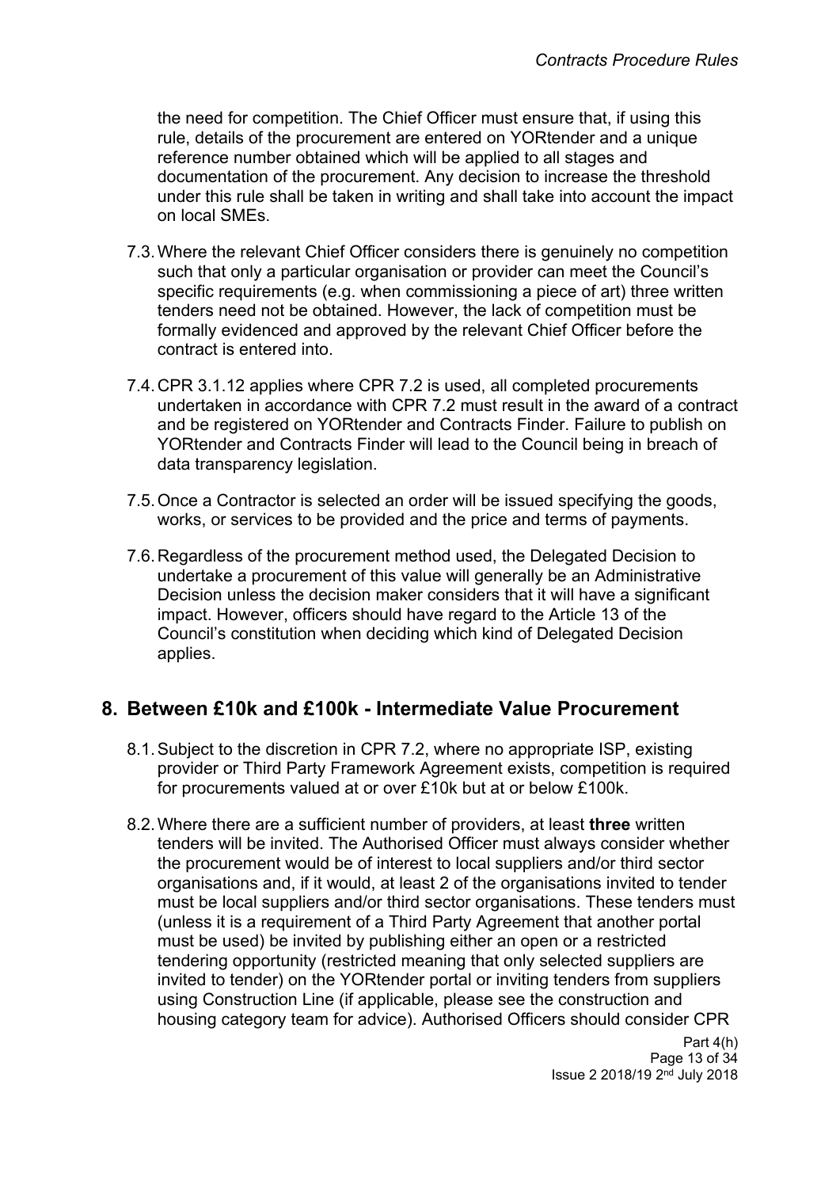the need for competition. The Chief Officer must ensure that, if using this rule, details of the procurement are entered on YORtender and a unique reference number obtained which will be applied to all stages and documentation of the procurement. Any decision to increase the threshold under this rule shall be taken in writing and shall take into account the impact on local SMEs.

7.3. Where the relevant Chief Officer considers there is genuinely no competition such that only a particular organisation or provider can meet the Council's specific requirements (e.g. when commissioning a piece of art) three written tenders need not be obtained. However, the lack of competition must be formally evidenced and approved by the relevant Chief Officer before the contract is entered into.

7.4. CPR 3.1.12 applies where CPR 7.2 is used, all completed procurements undertaken in accordance with CPR 7.2 must result in the award of a contract and be registered on YORtender and Contracts Finder. Failure to publish on YORtender and Contracts Finder will lead to the Council being in breach of data transparency legislation.

7.5. Once a Contractor is selected an order will be issued specifying the goods, works, or services to be provided and the price and terms of payments.

7.6. Regardless of the procurement method used, the Delegated Decision to undertake a procurement of this value will generally be an Administrative Decision unless the decision maker considers that it will have a significant impact. However, officers should have regard to the Article 13 of the Council's constitution when deciding which kind of Delegated Decision applies.

## 8. Between £10k and £100k - Intermediate Value Procurement

8.1. Subject to the discretion in CPR 7.2, where no appropriate ISP, existing provider or Third Party Framework Agreement exists, competition is required for procurements valued at or over £10k but at or below £100k.

8.2. Where there are a sufficient number of providers, at least **three** written tenders will be invited. The Authorised Officer must always consider whether the procurement would be of interest to local suppliers and/or third sector organisations and, if it would, at least 2 of the organisations invited to tender must be local suppliers and/or third sector organisations. These tenders must (unless it is a requirement of a Third Party Agreement that another portal must be used) be invited by publishing either an open or a restricted tendering opportunity (restricted meaning that only selected suppliers are invited to tender) on the YORtender portal or inviting tenders from suppliers using Construction Line (if applicable, please see the construction and housing category team for advice). Authorised Officers should consider CPR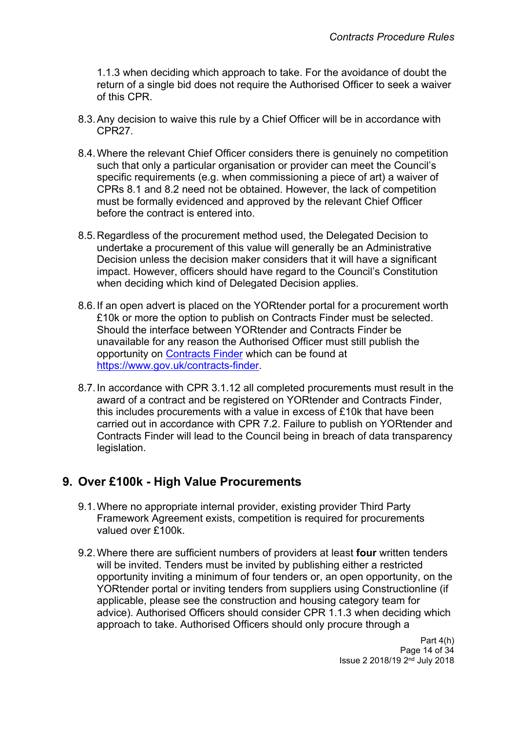1.1.3 when deciding which approach to take. For the avoidance of doubt the return of a single bid does not require the Authorised Officer to seek a waiver of this CPR.

8.3. Any decision to waive this rule by a Chief Officer will be in accordance with CPR27.

8.4. Where the relevant Chief Officer considers there is genuinely no competition such that only a particular organisation or provider can meet the Council's specific requirements (e.g. when commissioning a piece of art) a waiver of CPRs 8.1 and 8.2 need not be obtained. However, the lack of competition must be formally evidenced and approved by the relevant Chief Officer before the contract is entered into.

8.5. Regardless of the procurement method used, the Delegated Decision to undertake a procurement of this value will generally be an Administrative Decision unless the decision maker considers that it will have a significant impact. However, officers should have regard to the Council's Constitution when deciding which kind of Delegated Decision applies.

8.6. If an open advert is placed on the YORtender portal for a procurement worth £10k or more the option to publish on Contracts Finder must be selected. Should the interface between YORtender and Contracts Finder be unavailable for any reason the Authorised Officer must still publish the opportunity on [Contracts Finder](https://www.gov.uk/contracts-finder) which can be found at https://www.gov.uk/contracts-finder.

8.7. In accordance with CPR 3.1.12 all completed procurements must result in the award of a contract and be registered on YORtender and Contracts Finder, this includes procurements with a value in excess of £10k that have been carried out in accordance with CPR 7.2. Failure to publish on YORtender and Contracts Finder will lead to the Council being in breach of data transparency legislation.

## 9. Over £100k - High Value Procurements

9.1. Where no appropriate internal provider, existing provider Third Party Framework Agreement exists, competition is required for procurements valued over £100k.

9.2. Where there are sufficient numbers of providers at least **four** written tenders will be invited. Tenders must be invited by publishing either a restricted opportunity inviting a minimum of four tenders or, an open opportunity, on the YORtender portal or inviting tenders from suppliers using Constructionline (if applicable, please see the construction and housing category team for advice). Authorised Officers should consider CPR 1.1.3 when deciding which approach to take. Authorised Officers should only procure through a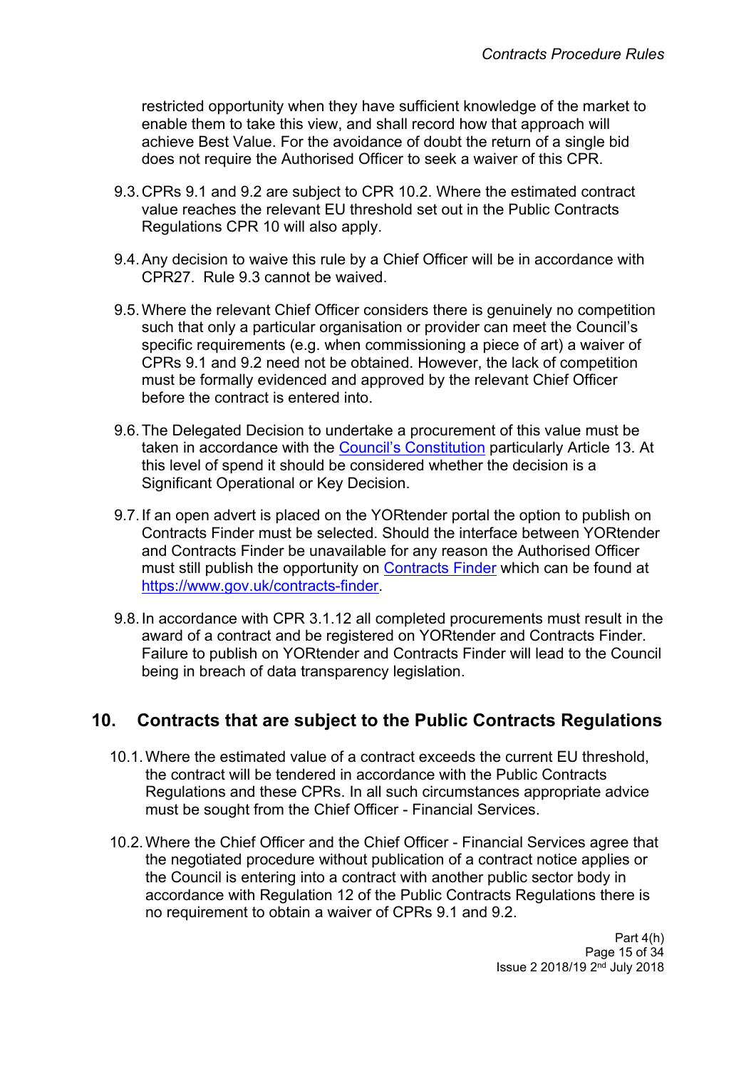restricted opportunity when they have sufficient knowledge of the market to enable them to take this view, and shall record how that approach will achieve Best Value. For the avoidance of doubt the return of a single bid does not require the Authorised Officer to seek a waiver of this CPR.

9.3. CPRs 9.1 and 9.2 are subject to CPR 10.2. Where the estimated contract value reaches the relevant EU threshold set out in the Public Contracts Regulations CPR 10 will also apply.

9.4. Any decision to waive this rule by a Chief Officer will be in accordance with CPR27. Rule 9.3 cannot be waived.

9.5. Where the relevant Chief Officer considers there is genuinely no competition such that only a particular organisation or provider can meet the Council's specific requirements (e.g. when commissioning a piece of art) a waiver of CPRs 9.1 and 9.2 need not be obtained. However, the lack of competition must be formally evidenced and approved by the relevant Chief Officer before the contract is entered into.

9.6. The Delegated Decision to undertake a procurement of this value must be taken in accordance with the [Council's Constitution](https://) particularly Article 13. At this level of spend it should be considered whether the decision is a Significant Operational or Key Decision.

9.7. If an open advert is placed on the YORtender portal the option to publish on Contracts Finder must be selected. Should the interface between YORtender and Contracts Finder be unavailable for any reason the Authorised Officer must still publish the opportunity on [Contracts Finder](https://www.gov.uk/contracts-finder) which can be found at [https://www.gov.uk/contracts-finder](https://www.gov.uk/contracts-finder).

9.8. In accordance with CPR 3.1.12 all completed procurements must result in the award of a contract and be registered on YORtender and Contracts Finder. Failure to publish on YORtender and Contracts Finder will lead to the Council being in breach of data transparency legislation.

## 10. Contracts that are subject to the Public Contracts Regulations

10.1. Where the estimated value of a contract exceeds the current EU threshold, the contract will be tendered in accordance with the Public Contracts Regulations and these CPRs. In all such circumstances appropriate advice must be sought from the Chief Officer - Financial Services.

10.2. Where the Chief Officer and the Chief Officer - Financial Services agree that the negotiated procedure without publication of a contract notice applies or the Council is entering into a contract with another public sector body in accordance with Regulation 12 of the Public Contracts Regulations there is no requirement to obtain a waiver of CPRs 9.1 and 9.2.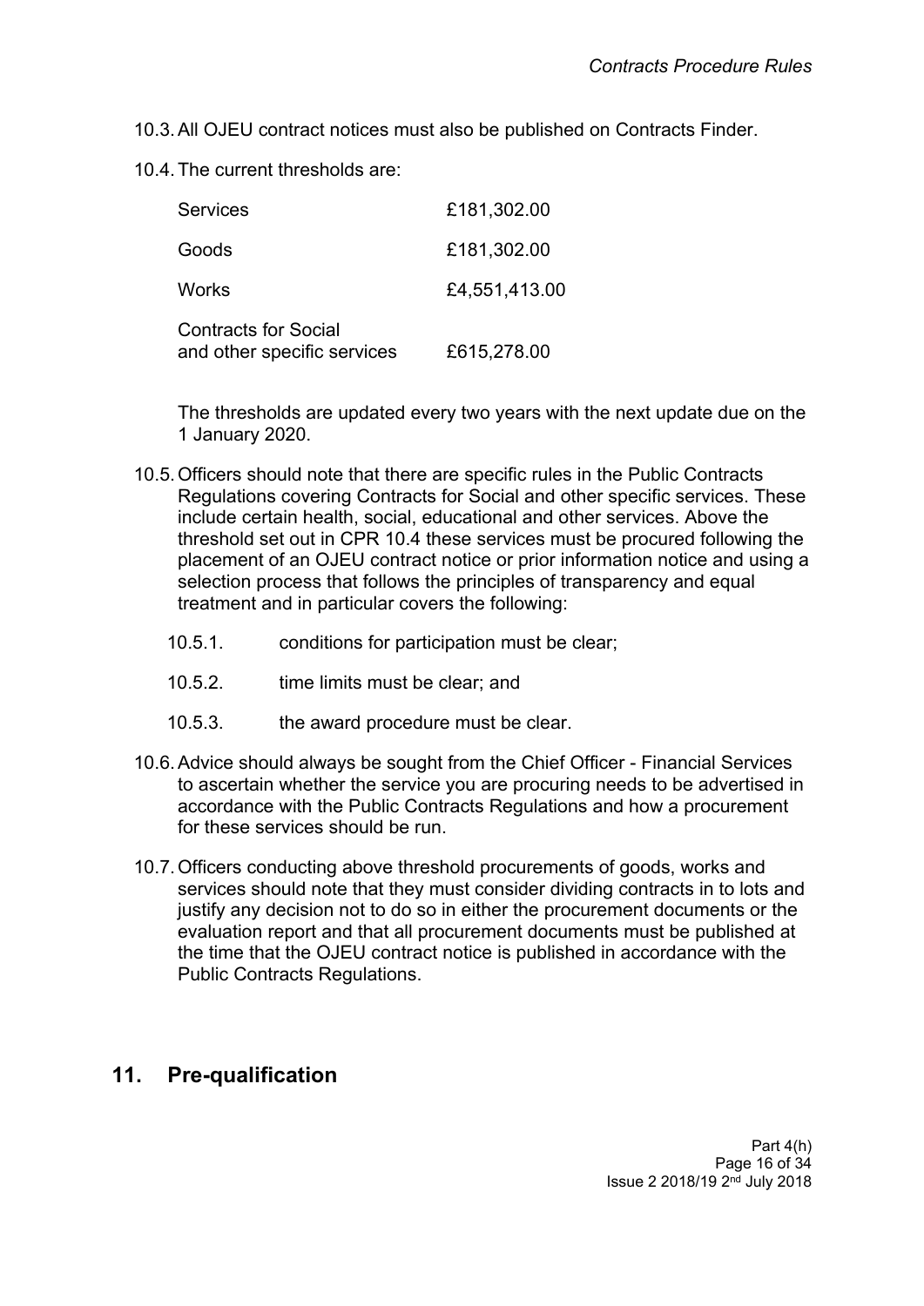10.3. All OJEU contract notices must also be published on Contracts Finder.

10.4. The current thresholds are:

| | |
|---|---|
| Services | £181,302.00 |
| Goods | £181,302.00 |
| Works | £4,551,413.00 |
| Contracts for Social and other specific services | £615,278.00 |

The thresholds are updated every two years with the next update due on the 1 January 2020.

10.5. Officers should note that there are specific rules in the Public Contracts Regulations covering Contracts for Social and other specific services. These include certain health, social, educational and other services. Above the threshold set out in CPR 10.4 these services must be procured following the placement of an OJEU contract notice or prior information notice and using a selection process that follows the principles of transparency and equal treatment and in particular covers the following:

10.5.1. conditions for participation must be clear;

10.5.2. time limits must be clear; and

10.5.3. the award procedure must be clear.

10.6. Advice should always be sought from the Chief Officer - Financial Services to ascertain whether the service you are procuring needs to be advertised in accordance with the Public Contracts Regulations and how a procurement for these services should be run.

10.7. Officers conducting above threshold procurements of goods, works and services should note that they must consider dividing contracts in to lots and justify any decision not to do so in either the procurement documents or the evaluation report and that all procurement documents must be published at the time that the OJEU contract notice is published in accordance with the Public Contracts Regulations.

## 11. Pre-qualification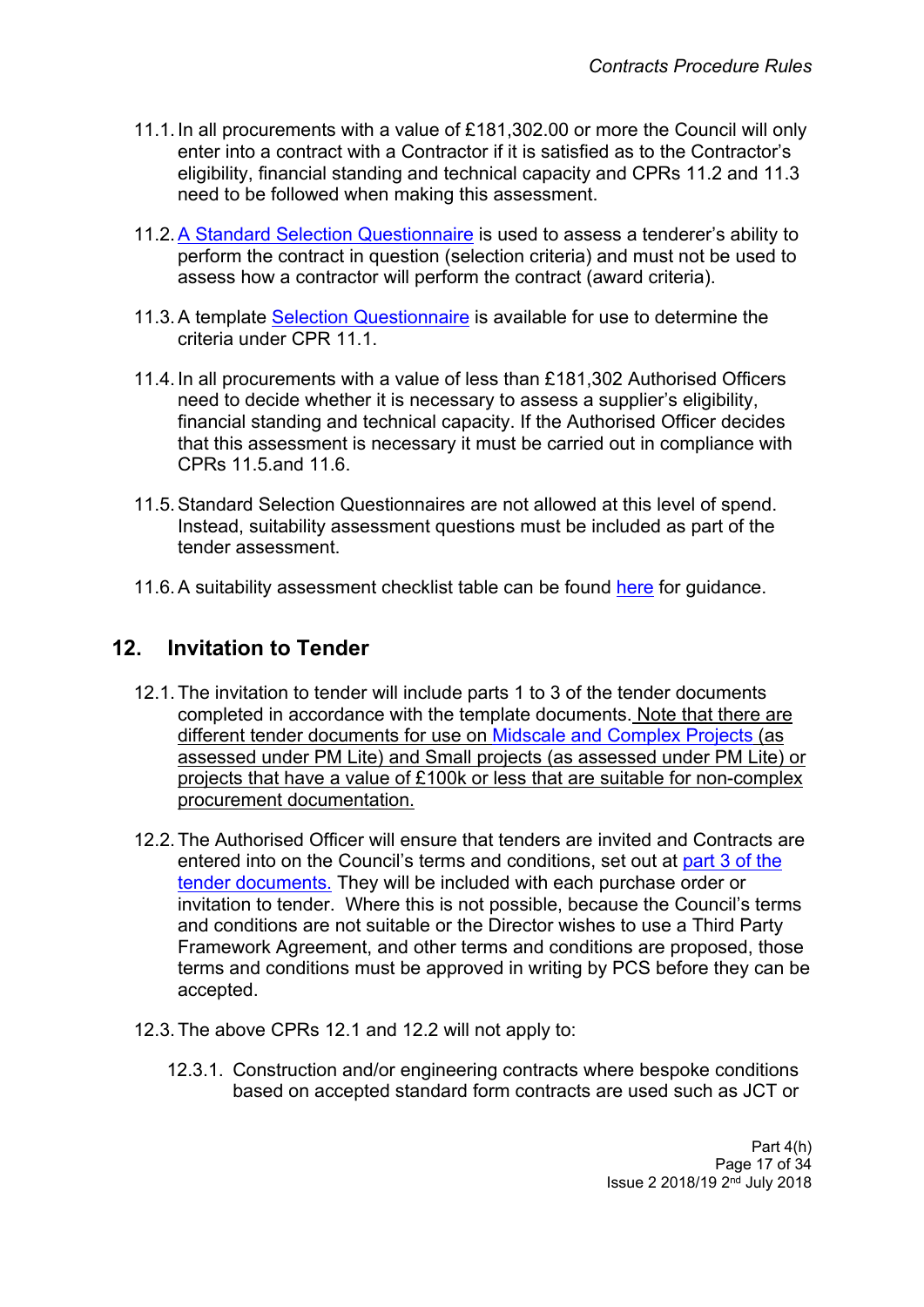11.1. In all procurements with a value of £181,302.00 or more the Council will only enter into a contract with a Contractor if it is satisfied as to the Contractor's eligibility, financial standing and technical capacity and CPRs 11.2 and 11.3 need to be followed when making this assessment.

11.2. A Standard Selection Questionnaire is used to assess a tenderer's ability to perform the contract in question (selection criteria) and must not be used to assess how a contractor will perform the contract (award criteria).

11.3. A template Selection Questionnaire is available for use to determine the criteria under CPR 11.1.

11.4. In all procurements with a value of less than £181,302 Authorised Officers need to decide whether it is necessary to assess a supplier's eligibility, financial standing and technical capacity. If the Authorised Officer decides that this assessment is necessary it must be carried out in compliance with CPRs 11.5.and 11.6.

11.5. Standard Selection Questionnaires are not allowed at this level of spend. Instead, suitability assessment questions must be included as part of the tender assessment.

11.6. A suitability assessment checklist table can be found here for guidance.

## 12. Invitation to Tender

12.1. The invitation to tender will include parts 1 to 3 of the tender documents completed in accordance with the template documents. Note that there are different tender documents for use on Midscale and Complex Projects (as assessed under PM Lite) and Small projects (as assessed under PM Lite) or projects that have a value of £100k or less that are suitable for non-complex procurement documentation.

12.2. The Authorised Officer will ensure that tenders are invited and Contracts are entered into on the Council's terms and conditions, set out at part 3 of the tender documents. They will be included with each purchase order or invitation to tender. Where this is not possible, because the Council's terms and conditions are not suitable or the Director wishes to use a Third Party Framework Agreement, and other terms and conditions are proposed, those terms and conditions must be approved in writing by PCS before they can be accepted.

12.3. The above CPRs 12.1 and 12.2 will not apply to:

12.3.1. Construction and/or engineering contracts where bespoke conditions based on accepted standard form contracts are used such as JCT or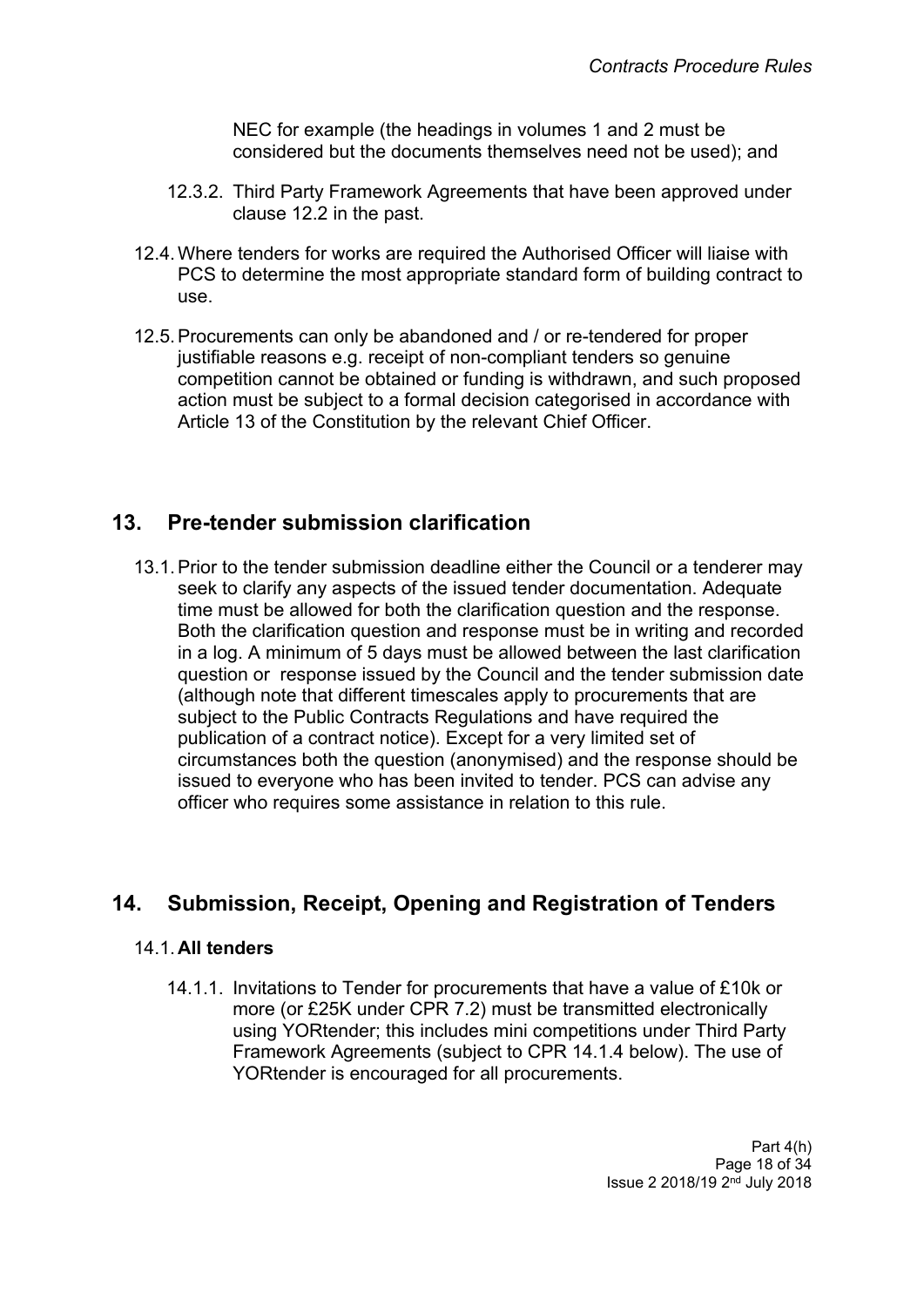NEC for example (the headings in volumes 1 and 2 must be considered but the documents themselves need not be used); and

12.3.2. Third Party Framework Agreements that have been approved under clause 12.2 in the past.

12.4. Where tenders for works are required the Authorised Officer will liaise with PCS to determine the most appropriate standard form of building contract to use.

12.5. Procurements can only be abandoned and / or re-tendered for proper justifiable reasons e.g. receipt of non-compliant tenders so genuine competition cannot be obtained or funding is withdrawn, and such proposed action must be subject to a formal decision categorised in accordance with Article 13 of the Constitution by the relevant Chief Officer.

## 13. Pre-tender submission clarification

13.1. Prior to the tender submission deadline either the Council or a tenderer may seek to clarify any aspects of the issued tender documentation. Adequate time must be allowed for both the clarification question and the response. Both the clarification question and response must be in writing and recorded in a log. A minimum of 5 days must be allowed between the last clarification question or response issued by the Council and the tender submission date (although note that different timescales apply to procurements that are subject to the Public Contracts Regulations and have required the publication of a contract notice). Except for a very limited set of circumstances both the question (anonymised) and the response should be issued to everyone who has been invited to tender. PCS can advise any officer who requires some assistance in relation to this rule.

## 14. Submission, Receipt, Opening and Registration of Tenders

### 14.1. All tenders

14.1.1. Invitations to Tender for procurements that have a value of £10k or more (or £25K under CPR 7.2) must be transmitted electronically using YORtender; this includes mini competitions under Third Party Framework Agreements (subject to CPR 14.1.4 below). The use of YORtender is encouraged for all procurements.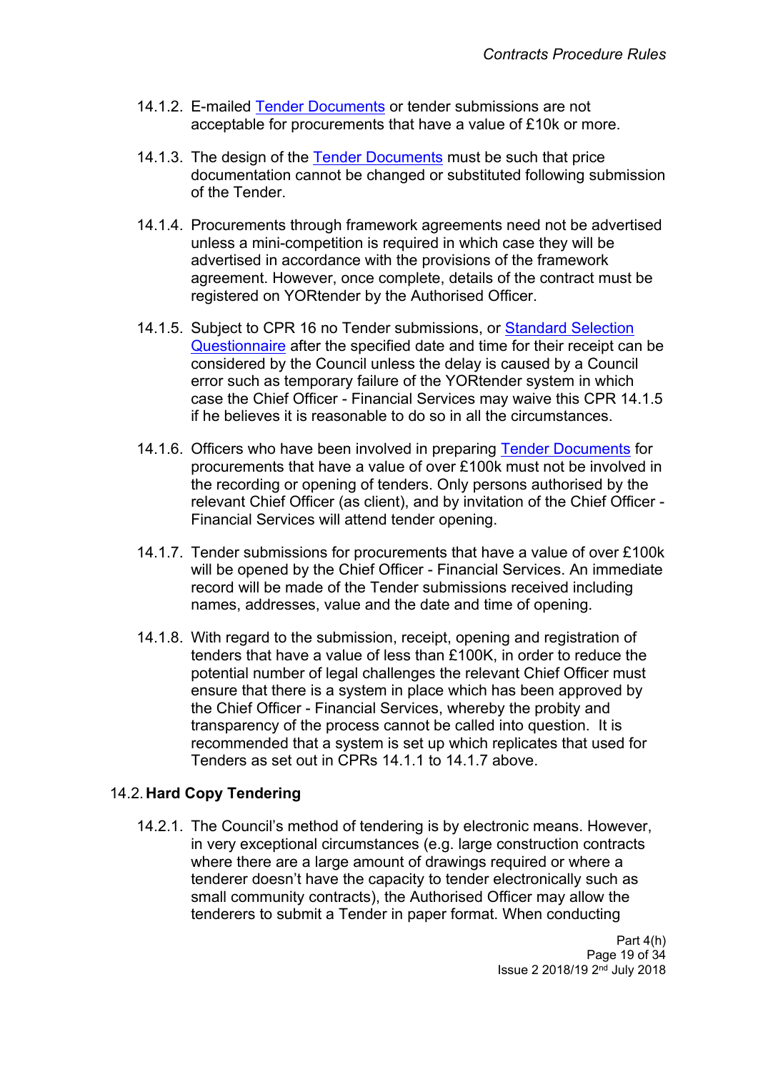14.1.2. E-mailed Tender Documents or tender submissions are not acceptable for procurements that have a value of £10k or more.

14.1.3. The design of the Tender Documents must be such that price documentation cannot be changed or substituted following submission of the Tender.

14.1.4. Procurements through framework agreements need not be advertised unless a mini-competition is required in which case they will be advertised in accordance with the provisions of the framework agreement. However, once complete, details of the contract must be registered on YORtender by the Authorised Officer.

14.1.5. Subject to CPR 16 no Tender submissions, or Standard Selection Questionnaire after the specified date and time for their receipt can be considered by the Council unless the delay is caused by a Council error such as temporary failure of the YORtender system in which case the Chief Officer - Financial Services may waive this CPR 14.1.5 if he believes it is reasonable to do so in all the circumstances.

14.1.6. Officers who have been involved in preparing Tender Documents for procurements that have a value of over £100k must not be involved in the recording or opening of tenders. Only persons authorised by the relevant Chief Officer (as client), and by invitation of the Chief Officer - Financial Services will attend tender opening.

14.1.7. Tender submissions for procurements that have a value of over £100k will be opened by the Chief Officer - Financial Services. An immediate record will be made of the Tender submissions received including names, addresses, value and the date and time of opening.

14.1.8. With regard to the submission, receipt, opening and registration of tenders that have a value of less than £100K, in order to reduce the potential number of legal challenges the relevant Chief Officer must ensure that there is a system in place which has been approved by the Chief Officer - Financial Services, whereby the probity and transparency of the process cannot be called into question. It is recommended that a system is set up which replicates that used for Tenders as set out in CPRs 14.1.1 to 14.1.7 above.

14.2. **Hard Copy Tendering**

14.2.1. The Council's method of tendering is by electronic means. However, in very exceptional circumstances (e.g. large construction contracts where there are a large amount of drawings required or where a tenderer doesn't have the capacity to tender electronically such as small community contracts), the Authorised Officer may allow the tenderers to submit a Tender in paper format. When conducting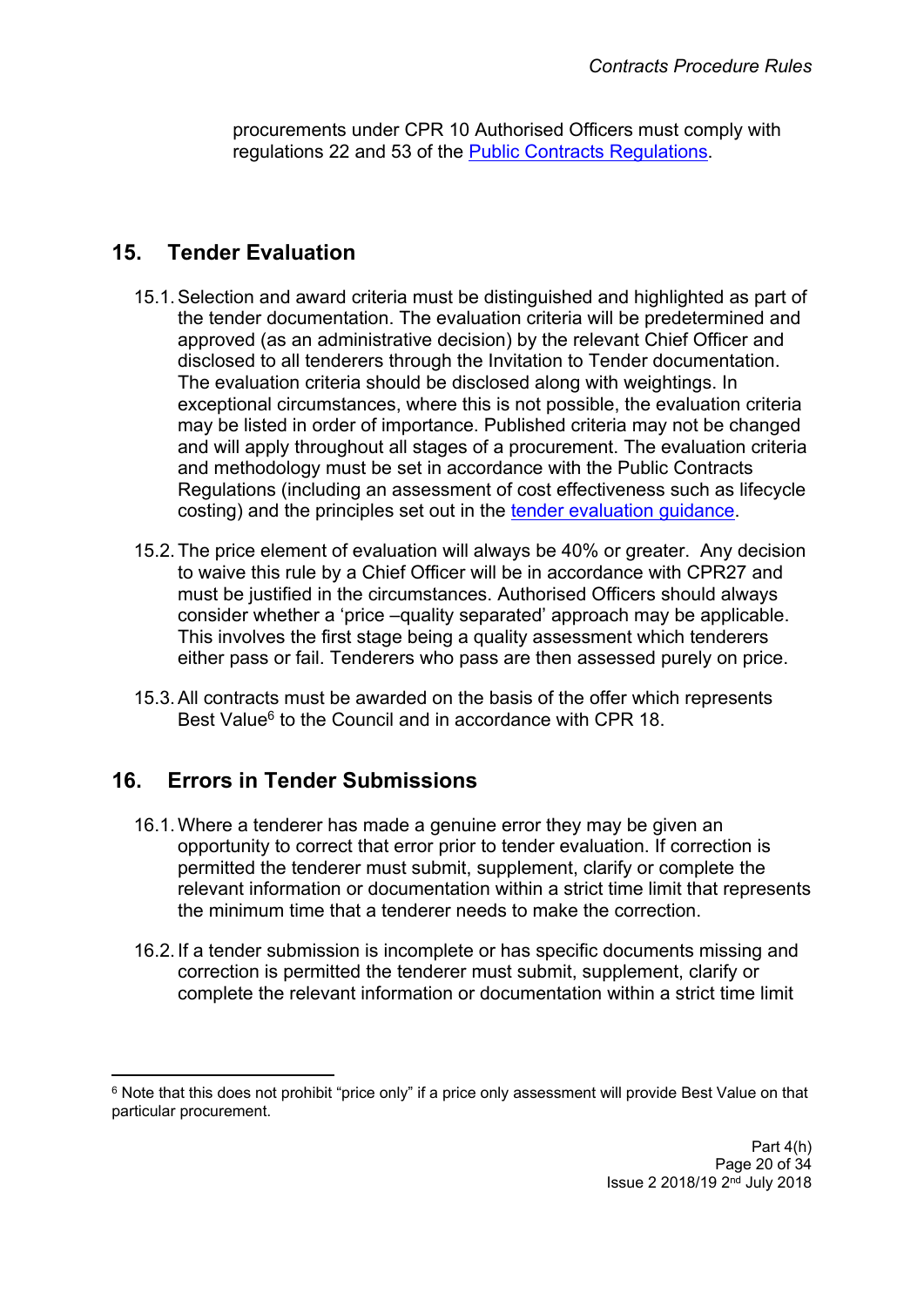procurements under CPR 10 Authorised Officers must comply with regulations 22 and 53 of the [Public Contracts Regulations](Public Contracts Regulations).

## 15. Tender Evaluation

15.1. Selection and award criteria must be distinguished and highlighted as part of the tender documentation. The evaluation criteria will be predetermined and approved (as an administrative decision) by the relevant Chief Officer and disclosed to all tenderers through the Invitation to Tender documentation. The evaluation criteria should be disclosed along with weightings. In exceptional circumstances, where this is not possible, the evaluation criteria may be listed in order of importance. Published criteria may not be changed and will apply throughout all stages of a procurement. The evaluation criteria and methodology must be set in accordance with the Public Contracts Regulations (including an assessment of cost effectiveness such as lifecycle costing) and the principles set out in the tender evaluation guidance.

15.2. The price element of evaluation will always be 40% or greater. Any decision to waive this rule by a Chief Officer will be in accordance with CPR27 and must be justified in the circumstances. Authorised Officers should always consider whether a 'price –quality separated' approach may be applicable. This involves the first stage being a quality assessment which tenderers either pass or fail. Tenderers who pass are then assessed purely on price.

15.3. All contracts must be awarded on the basis of the offer which represents Best Value[6] to the Council and in accordance with CPR 18.

## 16. Errors in Tender Submissions

16.1. Where a tenderer has made a genuine error they may be given an opportunity to correct that error prior to tender evaluation. If correction is permitted the tenderer must submit, supplement, clarify or complete the relevant information or documentation within a strict time limit that represents the minimum time that a tenderer needs to make the correction.

16.2. If a tender submission is incomplete or has specific documents missing and correction is permitted the tenderer must submit, supplement, clarify or complete the relevant information or documentation within a strict time limit

---

[6] Note that this does not prohibit "price only" if a price only assessment will provide Best Value on that particular procurement.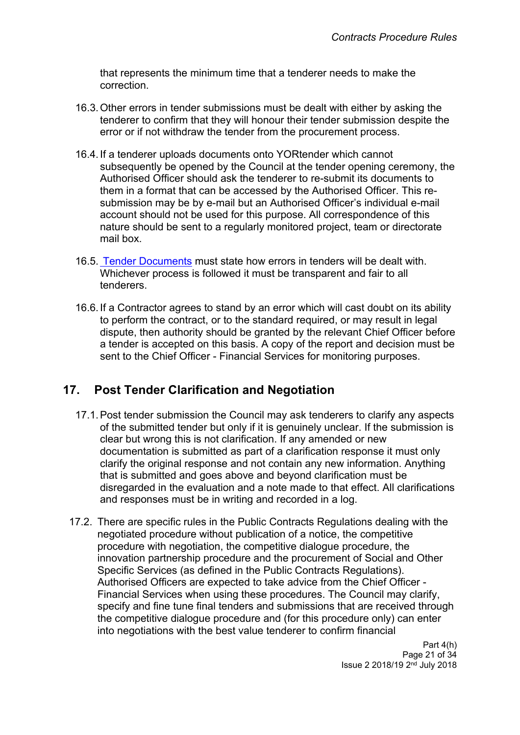that represents the minimum time that a tenderer needs to make the correction.

16.3. Other errors in tender submissions must be dealt with either by asking the tenderer to confirm that they will honour their tender submission despite the error or if not withdraw the tender from the procurement process.

16.4. If a tenderer uploads documents onto YORtender which cannot subsequently be opened by the Council at the tender opening ceremony, the Authorised Officer should ask the tenderer to re-submit its documents to them in a format that can be accessed by the Authorised Officer. This re-submission may be by e-mail but an Authorised Officer's individual e-mail account should not be used for this purpose. All correspondence of this nature should be sent to a regularly monitored project, team or directorate mail box.

16.5. Tender Documents must state how errors in tenders will be dealt with. Whichever process is followed it must be transparent and fair to all tenderers.

16.6. If a Contractor agrees to stand by an error which will cast doubt on its ability to perform the contract, or to the standard required, or may result in legal dispute, then authority should be granted by the relevant Chief Officer before a tender is accepted on this basis. A copy of the report and decision must be sent to the Chief Officer - Financial Services for monitoring purposes.

## 17. Post Tender Clarification and Negotiation

17.1. Post tender submission the Council may ask tenderers to clarify any aspects of the submitted tender but only if it is genuinely unclear. If the submission is clear but wrong this is not clarification. If any amended or new documentation is submitted as part of a clarification response it must only clarify the original response and not contain any new information. Anything that is submitted and goes above and beyond clarification must be disregarded in the evaluation and a note made to that effect. All clarifications and responses must be in writing and recorded in a log.

17.2. There are specific rules in the Public Contracts Regulations dealing with the negotiated procedure without publication of a notice, the competitive procedure with negotiation, the competitive dialogue procedure, the innovation partnership procedure and the procurement of Social and Other Specific Services (as defined in the Public Contracts Regulations). Authorised Officers are expected to take advice from the Chief Officer - Financial Services when using these procedures. The Council may clarify, specify and fine tune final tenders and submissions that are received through the competitive dialogue procedure and (for this procedure only) can enter into negotiations with the best value tenderer to confirm financial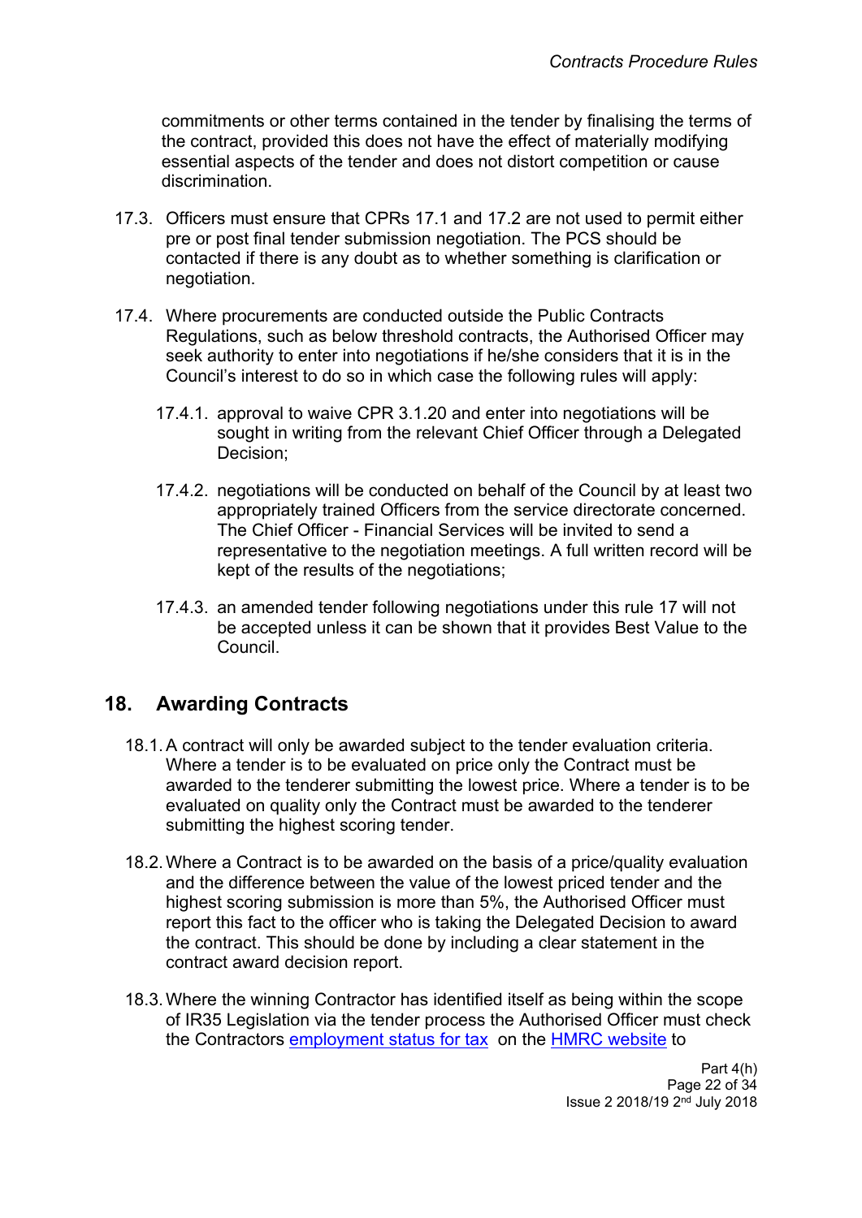commitments or other terms contained in the tender by finalising the terms of the contract, provided this does not have the effect of materially modifying essential aspects of the tender and does not distort competition or cause discrimination.

17.3. Officers must ensure that CPRs 17.1 and 17.2 are not used to permit either pre or post final tender submission negotiation. The PCS should be contacted if there is any doubt as to whether something is clarification or negotiation.

17.4. Where procurements are conducted outside the Public Contracts Regulations, such as below threshold contracts, the Authorised Officer may seek authority to enter into negotiations if he/she considers that it is in the Council's interest to do so in which case the following rules will apply:

17.4.1. approval to waive CPR 3.1.20 and enter into negotiations will be sought in writing from the relevant Chief Officer through a Delegated Decision;

17.4.2. negotiations will be conducted on behalf of the Council by at least two appropriately trained Officers from the service directorate concerned. The Chief Officer - Financial Services will be invited to send a representative to the negotiation meetings. A full written record will be kept of the results of the negotiations;

17.4.3. an amended tender following negotiations under this rule 17 will not be accepted unless it can be shown that it provides Best Value to the Council.

## 18. Awarding Contracts

18.1. A contract will only be awarded subject to the tender evaluation criteria. Where a tender is to be evaluated on price only the Contract must be awarded to the tenderer submitting the lowest price. Where a tender is to be evaluated on quality only the Contract must be awarded to the tenderer submitting the highest scoring tender.

18.2. Where a Contract is to be awarded on the basis of a price/quality evaluation and the difference between the value of the lowest priced tender and the highest scoring submission is more than 5%, the Authorised Officer must report this fact to the officer who is taking the Delegated Decision to award the contract. This should be done by including a clear statement in the contract award decision report.

18.3. Where the winning Contractor has identified itself as being within the scope of IR35 Legislation via the tender process the Authorised Officer must check the Contractors employment status for tax on the HMRC website to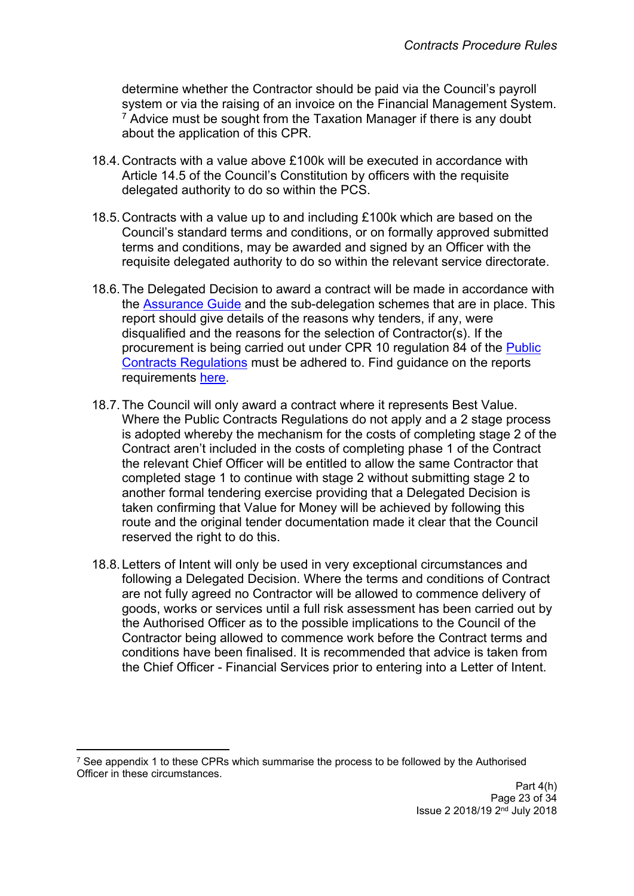determine whether the Contractor should be paid via the Council's payroll system or via the raising of an invoice on the Financial Management System. [7] Advice must be sought from the Taxation Manager if there is any doubt about the application of this CPR.

18.4. Contracts with a value above £100k will be executed in accordance with Article 14.5 of the Council's Constitution by officers with the requisite delegated authority to do so within the PCS.

18.5. Contracts with a value up to and including £100k which are based on the Council's standard terms and conditions, or on formally approved submitted terms and conditions, may be awarded and signed by an Officer with the requisite delegated authority to do so within the relevant service directorate.

18.6. The Delegated Decision to award a contract will be made in accordance with the Assurance Guide and the sub-delegation schemes that are in place. This report should give details of the reasons why tenders, if any, were disqualified and the reasons for the selection of Contractor(s). If the procurement is being carried out under CPR 10 regulation 84 of the Public Contracts Regulations must be adhered to. Find guidance on the reports requirements here.

18.7. The Council will only award a contract where it represents Best Value. Where the Public Contracts Regulations do not apply and a 2 stage process is adopted whereby the mechanism for the costs of completing stage 2 of the Contract aren't included in the costs of completing phase 1 of the Contract the relevant Chief Officer will be entitled to allow the same Contractor that completed stage 1 to continue with stage 2 without submitting stage 2 to another formal tendering exercise providing that a Delegated Decision is taken confirming that Value for Money will be achieved by following this route and the original tender documentation made it clear that the Council reserved the right to do this.

18.8. Letters of Intent will only be used in very exceptional circumstances and following a Delegated Decision. Where the terms and conditions of Contract are not fully agreed no Contractor will be allowed to commence delivery of goods, works or services until a full risk assessment has been carried out by the Authorised Officer as to the possible implications to the Council of the Contractor being allowed to commence work before the Contract terms and conditions have been finalised. It is recommended that advice is taken from the Chief Officer - Financial Services prior to entering into a Letter of Intent.

---

[7] See appendix 1 to these CPRs which summarise the process to be followed by the Authorised Officer in these circumstances.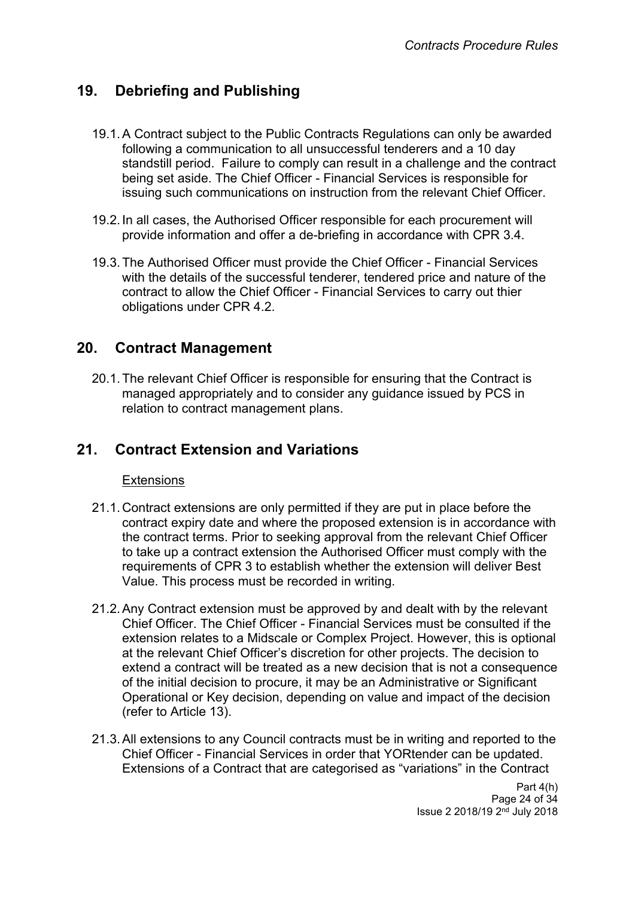## 19. Debriefing and Publishing

19.1. A Contract subject to the Public Contracts Regulations can only be awarded following a communication to all unsuccessful tenderers and a 10 day standstill period. Failure to comply can result in a challenge and the contract being set aside. The Chief Officer - Financial Services is responsible for issuing such communications on instruction from the relevant Chief Officer.

19.2. In all cases, the Authorised Officer responsible for each procurement will provide information and offer a de-briefing in accordance with CPR 3.4.

19.3. The Authorised Officer must provide the Chief Officer - Financial Services with the details of the successful tenderer, tendered price and nature of the contract to allow the Chief Officer - Financial Services to carry out thier obligations under CPR 4.2.

## 20. Contract Management

20.1. The relevant Chief Officer is responsible for ensuring that the Contract is managed appropriately and to consider any guidance issued by PCS in relation to contract management plans.

## 21. Contract Extension and Variations

Extensions

21.1. Contract extensions are only permitted if they are put in place before the contract expiry date and where the proposed extension is in accordance with the contract terms. Prior to seeking approval from the relevant Chief Officer to take up a contract extension the Authorised Officer must comply with the requirements of CPR 3 to establish whether the extension will deliver Best Value. This process must be recorded in writing.

21.2. Any Contract extension must be approved by and dealt with by the relevant Chief Officer. The Chief Officer - Financial Services must be consulted if the extension relates to a Midscale or Complex Project. However, this is optional at the relevant Chief Officer's discretion for other projects. The decision to extend a contract will be treated as a new decision that is not a consequence of the initial decision to procure, it may be an Administrative or Significant Operational or Key decision, depending on value and impact of the decision (refer to Article 13).

21.3. All extensions to any Council contracts must be in writing and reported to the Chief Officer - Financial Services in order that YORtender can be updated. Extensions of a Contract that are categorised as "variations" in the Contract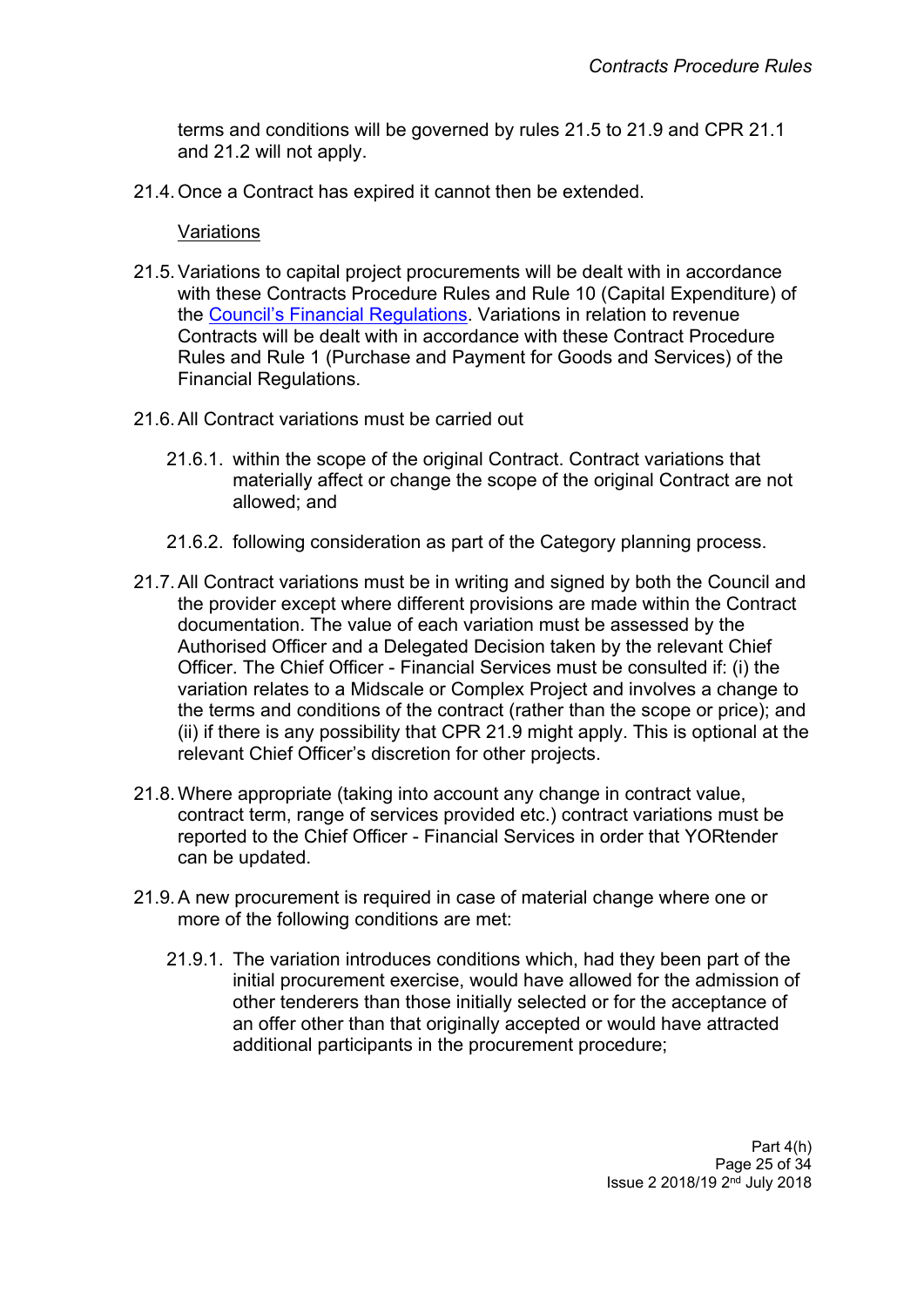terms and conditions will be governed by rules 21.5 to 21.9 and CPR 21.1 and 21.2 will not apply.

21.4. Once a Contract has expired it cannot then be extended.

<u>Variations</u>

21.5. Variations to capital project procurements will be dealt with in accordance with these Contracts Procedure Rules and Rule 10 (Capital Expenditure) of the [Council's Financial Regulations](). Variations in relation to revenue Contracts will be dealt with in accordance with these Contract Procedure Rules and Rule 1 (Purchase and Payment for Goods and Services) of the Financial Regulations.

21.6. All Contract variations must be carried out

- 21.6.1. within the scope of the original Contract. Contract variations that materially affect or change the scope of the original Contract are not allowed; and
- 21.6.2. following consideration as part of the Category planning process.

21.7. All Contract variations must be in writing and signed by both the Council and the provider except where different provisions are made within the Contract documentation. The value of each variation must be assessed by the Authorised Officer and a Delegated Decision taken by the relevant Chief Officer. The Chief Officer - Financial Services must be consulted if: (i) the variation relates to a Midscale or Complex Project and involves a change to the terms and conditions of the contract (rather than the scope or price); and (ii) if there is any possibility that CPR 21.9 might apply. This is optional at the relevant Chief Officer's discretion for other projects.

21.8. Where appropriate (taking into account any change in contract value, contract term, range of services provided etc.) contract variations must be reported to the Chief Officer - Financial Services in order that YORtender can be updated.

21.9. A new procurement is required in case of material change where one or more of the following conditions are met:

- 21.9.1. The variation introduces conditions which, had they been part of the initial procurement exercise, would have allowed for the admission of other tenderers than those initially selected or for the acceptance of an offer other than that originally accepted or would have attracted additional participants in the procurement procedure;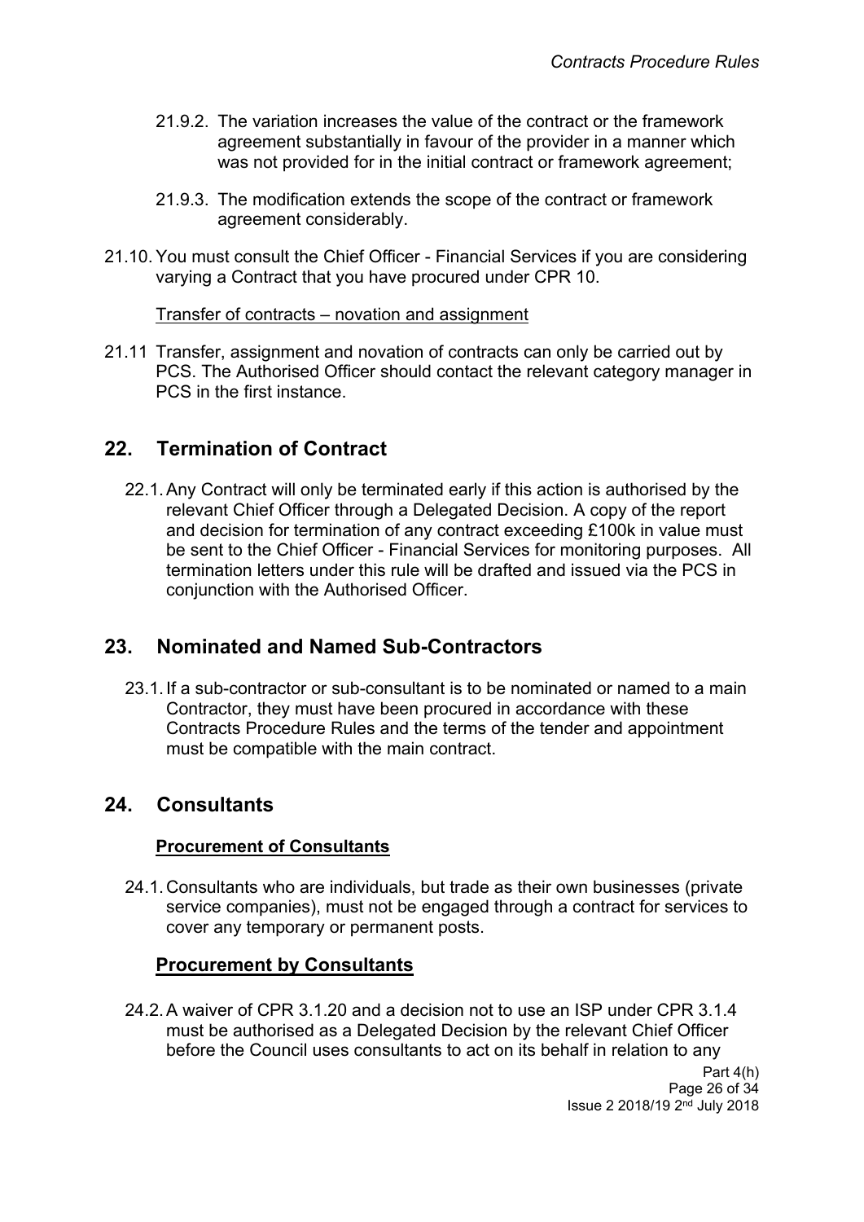21.9.2. The variation increases the value of the contract or the framework agreement substantially in favour of the provider in a manner which was not provided for in the initial contract or framework agreement;

21.9.3. The modification extends the scope of the contract or framework agreement considerably.

21.10. You must consult the Chief Officer - Financial Services if you are considering varying a Contract that you have procured under CPR 10.

<u>Transfer of contracts – novation and assignment</u>

21.11 Transfer, assignment and novation of contracts can only be carried out by PCS. The Authorised Officer should contact the relevant category manager in PCS in the first instance.

## 22. Termination of Contract

22.1. Any Contract will only be terminated early if this action is authorised by the relevant Chief Officer through a Delegated Decision. A copy of the report and decision for termination of any contract exceeding £100k in value must be sent to the Chief Officer - Financial Services for monitoring purposes. All termination letters under this rule will be drafted and issued via the PCS in conjunction with the Authorised Officer.

## 23. Nominated and Named Sub-Contractors

23.1. If a sub-contractor or sub-consultant is to be nominated or named to a main Contractor, they must have been procured in accordance with these Contracts Procedure Rules and the terms of the tender and appointment must be compatible with the main contract.

## 24. Consultants

### Procurement of Consultants

24.1. Consultants who are individuals, but trade as their own businesses (private service companies), must not be engaged through a contract for services to cover any temporary or permanent posts.

### Procurement by Consultants

24.2. A waiver of CPR 3.1.20 and a decision not to use an ISP under CPR 3.1.4 must be authorised as a Delegated Decision by the relevant Chief Officer before the Council uses consultants to act on its behalf in relation to any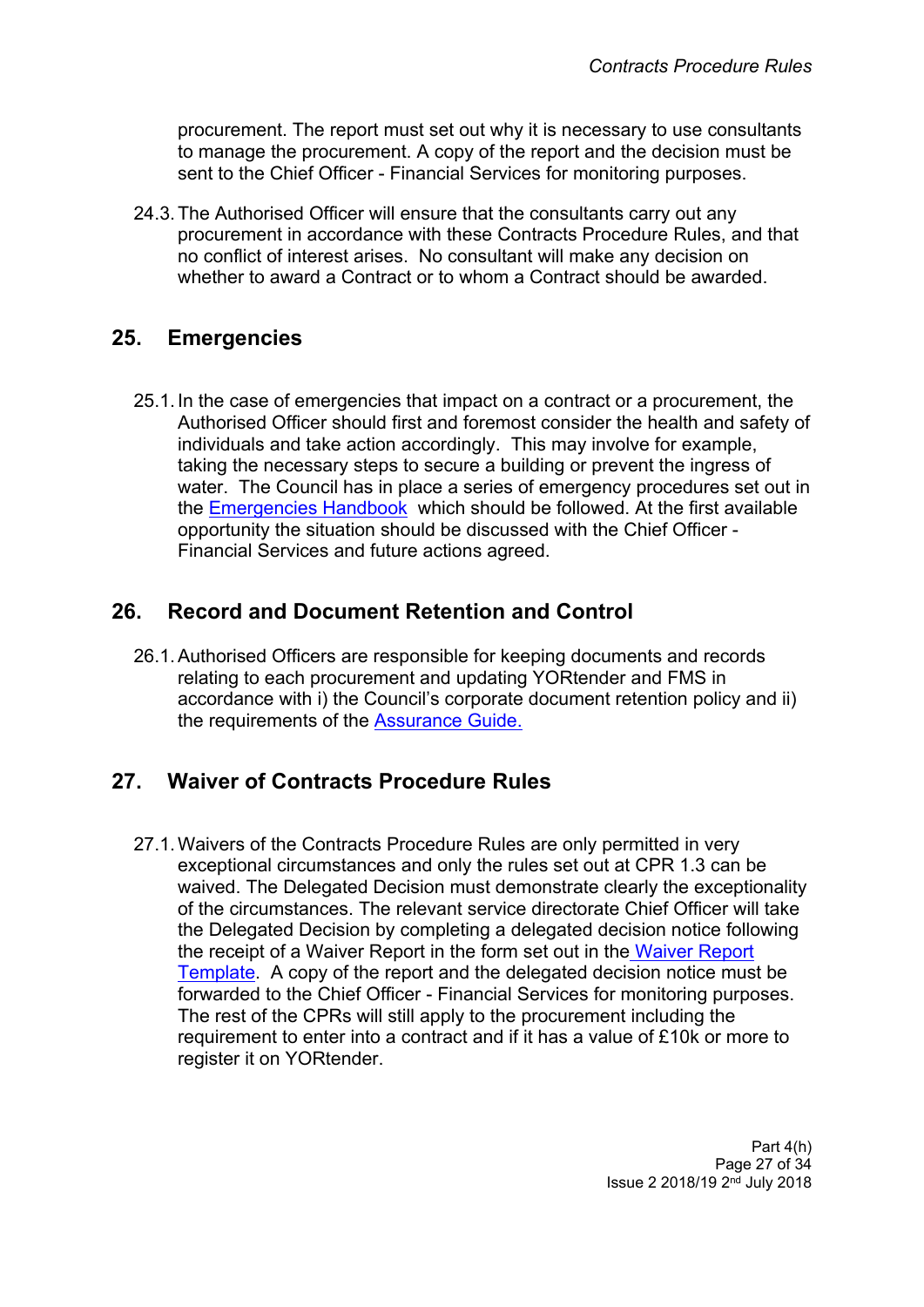procurement. The report must set out why it is necessary to use consultants to manage the procurement. A copy of the report and the decision must be sent to the Chief Officer - Financial Services for monitoring purposes.

24.3. The Authorised Officer will ensure that the consultants carry out any procurement in accordance with these Contracts Procedure Rules, and that no conflict of interest arises. No consultant will make any decision on whether to award a Contract or to whom a Contract should be awarded.

## 25. Emergencies

25.1. In the case of emergencies that impact on a contract or a procurement, the Authorised Officer should first and foremost consider the health and safety of individuals and take action accordingly. This may involve for example, taking the necessary steps to secure a building or prevent the ingress of water. The Council has in place a series of emergency procedures set out in the Emergencies Handbook which should be followed. At the first available opportunity the situation should be discussed with the Chief Officer - Financial Services and future actions agreed.

## 26. Record and Document Retention and Control

26.1. Authorised Officers are responsible for keeping documents and records relating to each procurement and updating YORtender and FMS in accordance with i) the Council's corporate document retention policy and ii) the requirements of the Assurance Guide.

## 27. Waiver of Contracts Procedure Rules

27.1. Waivers of the Contracts Procedure Rules are only permitted in very exceptional circumstances and only the rules set out at CPR 1.3 can be waived. The Delegated Decision must demonstrate clearly the exceptionality of the circumstances. The relevant service directorate Chief Officer will take the Delegated Decision by completing a delegated decision notice following the receipt of a Waiver Report in the form set out in the Waiver Report Template. A copy of the report and the delegated decision notice must be forwarded to the Chief Officer - Financial Services for monitoring purposes. The rest of the CPRs will still apply to the procurement including the requirement to enter into a contract and if it has a value of £10k or more to register it on YORtender.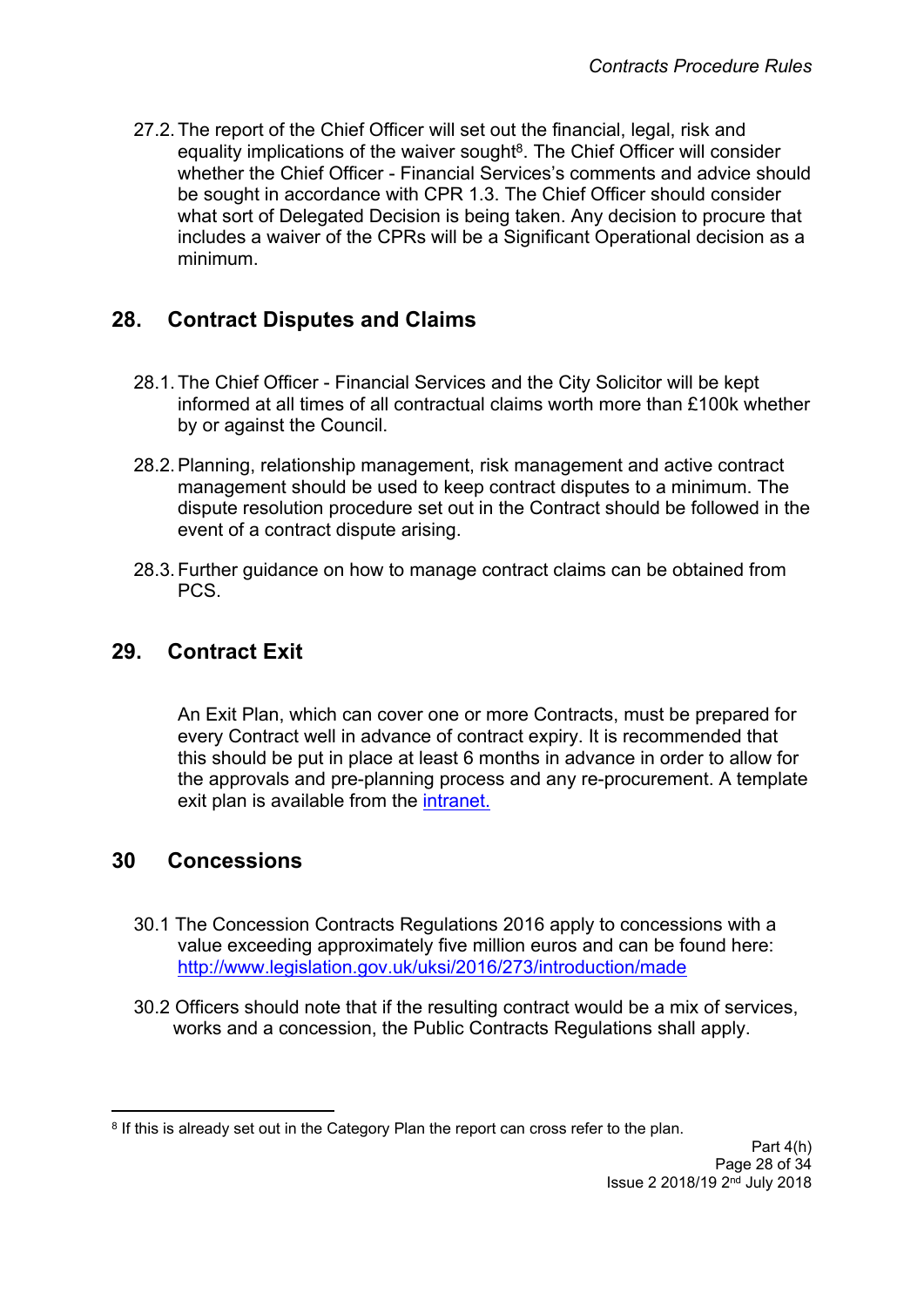27.2. The report of the Chief Officer will set out the financial, legal, risk and equality implications of the waiver sought[8]. The Chief Officer will consider whether the Chief Officer - Financial Services's comments and advice should be sought in accordance with CPR 1.3. The Chief Officer should consider what sort of Delegated Decision is being taken. Any decision to procure that includes a waiver of the CPRs will be a Significant Operational decision as a minimum.

## 28. Contract Disputes and Claims

28.1. The Chief Officer - Financial Services and the City Solicitor will be kept informed at all times of all contractual claims worth more than £100k whether by or against the Council.

28.2. Planning, relationship management, risk management and active contract management should be used to keep contract disputes to a minimum. The dispute resolution procedure set out in the Contract should be followed in the event of a contract dispute arising.

28.3. Further guidance on how to manage contract claims can be obtained from PCS.

## 29. Contract Exit

An Exit Plan, which can cover one or more Contracts, must be prepared for every Contract well in advance of contract expiry. It is recommended that this should be put in place at least 6 months in advance in order to allow for the approvals and pre-planning process and any re-procurement. A template exit plan is available from the [intranet.](#)

## 30 Concessions

30.1 The Concession Contracts Regulations 2016 apply to concessions with a value exceeding approximately five million euros and can be found here: [http://www.legislation.gov.uk/uksi/2016/273/introduction/made](http://www.legislation.gov.uk/uksi/2016/273/introduction/made)

30.2 Officers should note that if the resulting contract would be a mix of services, works and a concession, the Public Contracts Regulations shall apply.

---

[8] If this is already set out in the Category Plan the report can cross refer to the plan.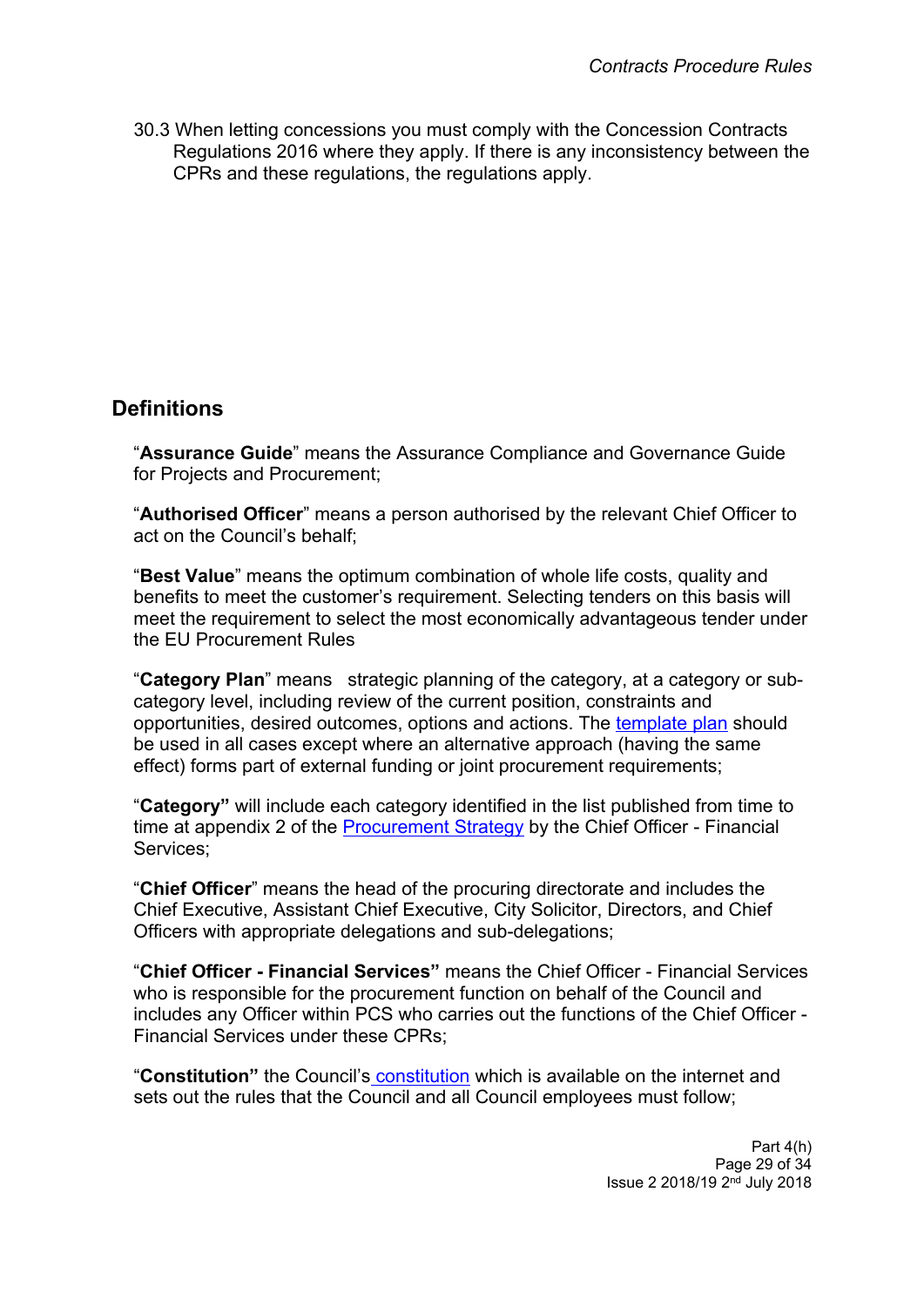30.3 When letting concessions you must comply with the Concession Contracts Regulations 2016 where they apply. If there is any inconsistency between the CPRs and these regulations, the regulations apply.

## Definitions

"**Assurance Guide**" means the Assurance Compliance and Governance Guide for Projects and Procurement;

"**Authorised Officer**" means a person authorised by the relevant Chief Officer to act on the Council's behalf;

"**Best Value**" means the optimum combination of whole life costs, quality and benefits to meet the customer's requirement. Selecting tenders on this basis will meet the requirement to select the most economically advantageous tender under the EU Procurement Rules

"**Category Plan**" means strategic planning of the category, at a category or sub-category level, including review of the current position, constraints and opportunities, desired outcomes, options and actions. The template plan should be used in all cases except where an alternative approach (having the same effect) forms part of external funding or joint procurement requirements;

"**Category"** will include each category identified in the list published from time to time at appendix 2 of the Procurement Strategy by the Chief Officer - Financial Services;

"**Chief Officer**" means the head of the procuring directorate and includes the Chief Executive, Assistant Chief Executive, City Solicitor, Directors, and Chief Officers with appropriate delegations and sub-delegations;

"**Chief Officer - Financial Services"** means the Chief Officer - Financial Services who is responsible for the procurement function on behalf of the Council and includes any Officer within PCS who carries out the functions of the Chief Officer - Financial Services under these CPRs;

"**Constitution"** the Council's constitution which is available on the internet and sets out the rules that the Council and all Council employees must follow;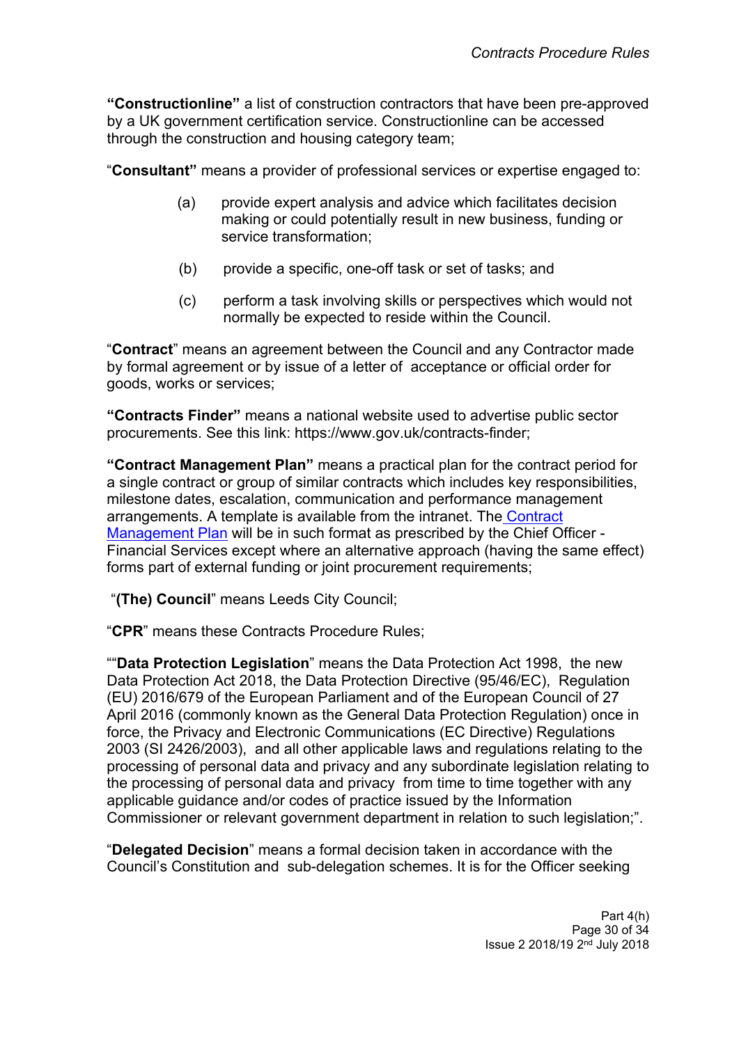**"Constructionline"** a list of construction contractors that have been pre-approved by a UK government certification service. Constructionline can be accessed through the construction and housing category team;

"**Consultant"** means a provider of professional services or expertise engaged to:

(a) provide expert analysis and advice which facilitates decision making or could potentially result in new business, funding or service transformation;

(b) provide a specific, one-off task or set of tasks; and

(c) perform a task involving skills or perspectives which would not normally be expected to reside within the Council.

"**Contract**" means an agreement between the Council and any Contractor made by formal agreement or by issue of a letter of acceptance or official order for goods, works or services;

**"Contracts Finder"** means a national website used to advertise public sector procurements. See this link: https://www.gov.uk/contracts-finder;

**"Contract Management Plan"** means a practical plan for the contract period for a single contract or group of similar contracts which includes key responsibilities, milestone dates, escalation, communication and performance management arrangements. A template is available from the intranet. The Contract Management Plan will be in such format as prescribed by the Chief Officer - Financial Services except where an alternative approach (having the same effect) forms part of external funding or joint procurement requirements;

"**(The) Council**" means Leeds City Council;

"**CPR**" means these Contracts Procedure Rules;

""**Data Protection Legislation**" means the Data Protection Act 1998, the new Data Protection Act 2018, the Data Protection Directive (95/46/EC), Regulation (EU) 2016/679 of the European Parliament and of the European Council of 27 April 2016 (commonly known as the General Data Protection Regulation) once in force, the Privacy and Electronic Communications (EC Directive) Regulations 2003 (SI 2426/2003), and all other applicable laws and regulations relating to the processing of personal data and privacy and any subordinate legislation relating to the processing of personal data and privacy from time to time together with any applicable guidance and/or codes of practice issued by the Information Commissioner or relevant government department in relation to such legislation;".

"**Delegated Decision**" means a formal decision taken in accordance with the Council's Constitution and sub-delegation schemes. It is for the Officer seeking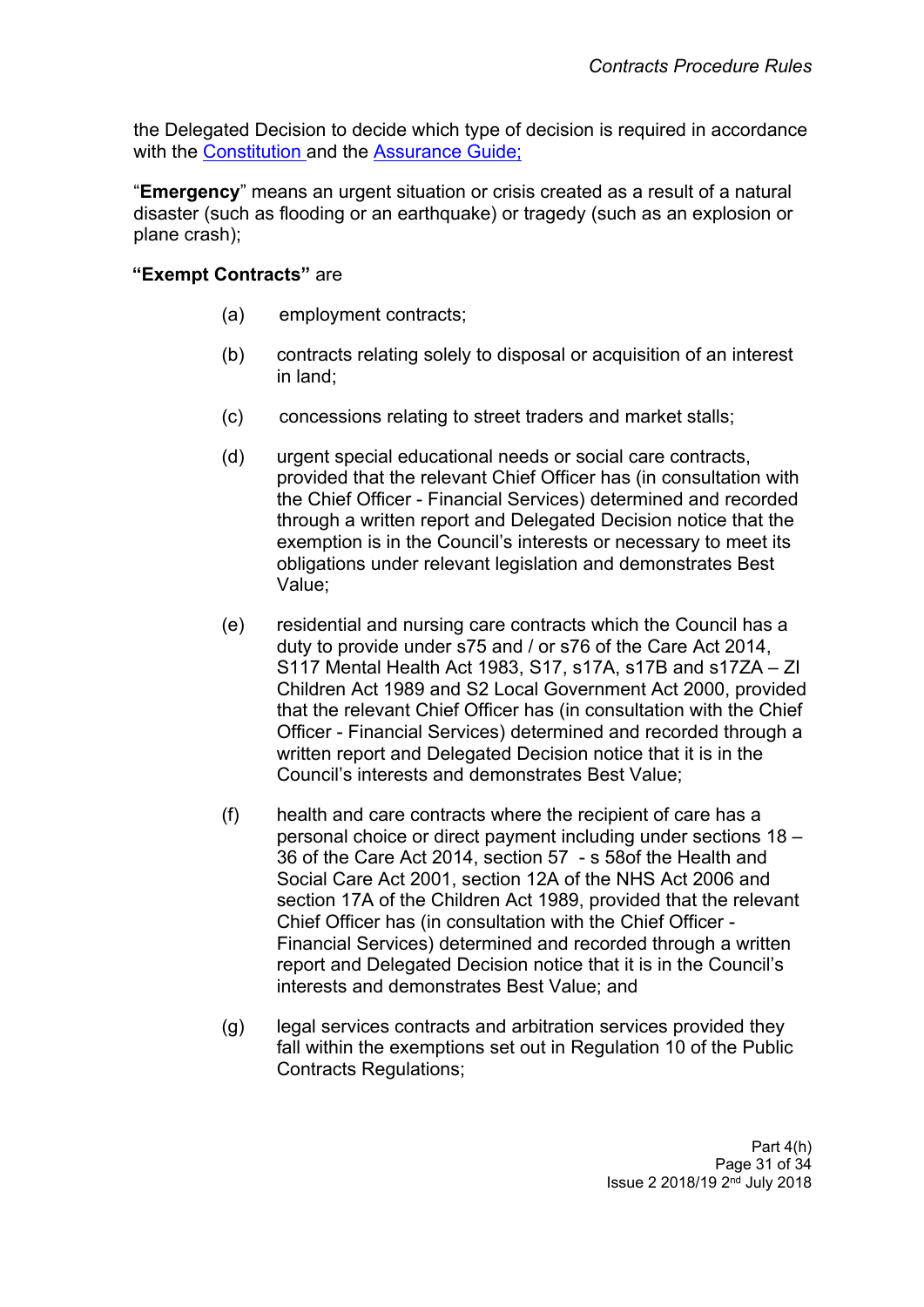the Delegated Decision to decide which type of decision is required in accordance with the Constitution and the Assurance Guide;

"**Emergency**" means an urgent situation or crisis created as a result of a natural disaster (such as flooding or an earthquake) or tragedy (such as an explosion or plane crash);

**"Exempt Contracts"** are

(a) employment contracts;

(b) contracts relating solely to disposal or acquisition of an interest in land;

(c) concessions relating to street traders and market stalls;

(d) urgent special educational needs or social care contracts, provided that the relevant Chief Officer has (in consultation with the Chief Officer - Financial Services) determined and recorded through a written report and Delegated Decision notice that the exemption is in the Council's interests or necessary to meet its obligations under relevant legislation and demonstrates Best Value;

(e) residential and nursing care contracts which the Council has a duty to provide under s75 and / or s76 of the Care Act 2014, S117 Mental Health Act 1983, S17, s17A, s17B and s17ZA – ZI Children Act 1989 and S2 Local Government Act 2000, provided that the relevant Chief Officer has (in consultation with the Chief Officer - Financial Services) determined and recorded through a written report and Delegated Decision notice that it is in the Council's interests and demonstrates Best Value;

(f) health and care contracts where the recipient of care has a personal choice or direct payment including under sections 18 – 36 of the Care Act 2014, section 57 - s 58of the Health and Social Care Act 2001, section 12A of the NHS Act 2006 and section 17A of the Children Act 1989, provided that the relevant Chief Officer has (in consultation with the Chief Officer - Financial Services) determined and recorded through a written report and Delegated Decision notice that it is in the Council's interests and demonstrates Best Value; and

(g) legal services contracts and arbitration services provided they fall within the exemptions set out in Regulation 10 of the Public Contracts Regulations;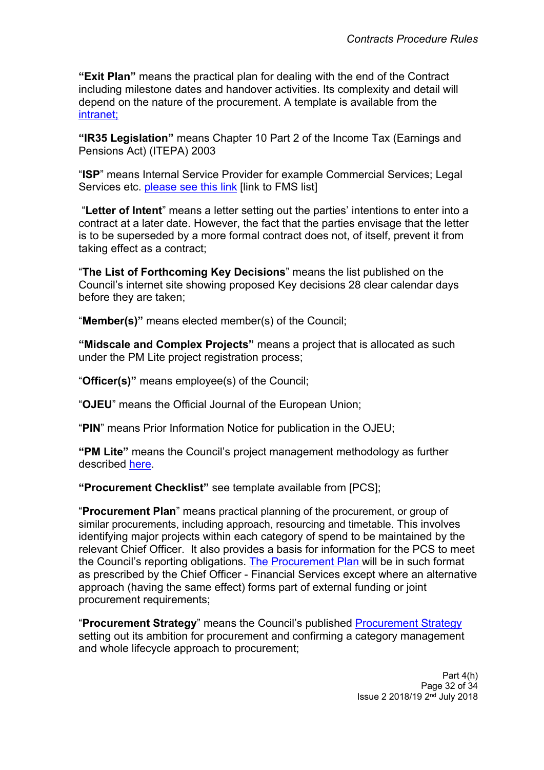**"Exit Plan"** means the practical plan for dealing with the end of the Contract including milestone dates and handover activities. Its complexity and detail will depend on the nature of the procurement. A template is available from the intranet;

**"IR35 Legislation"** means Chapter 10 Part 2 of the Income Tax (Earnings and Pensions Act) (ITEPA) 2003

"**ISP**" means Internal Service Provider for example Commercial Services; Legal Services etc. please see this link [link to FMS list]

"**Letter of Intent**" means a letter setting out the parties' intentions to enter into a contract at a later date. However, the fact that the parties envisage that the letter is to be superseded by a more formal contract does not, of itself, prevent it from taking effect as a contract;

"**The List of Forthcoming Key Decisions**" means the list published on the Council's internet site showing proposed Key decisions 28 clear calendar days before they are taken;

"**Member(s)"** means elected member(s) of the Council;

**"Midscale and Complex Projects"** means a project that is allocated as such under the PM Lite project registration process;

"**Officer(s)"** means employee(s) of the Council;

"**OJEU**" means the Official Journal of the European Union;

"**PIN**" means Prior Information Notice for publication in the OJEU;

**"PM Lite"** means the Council's project management methodology as further described here.

**"Procurement Checklist"** see template available from [PCS];

"**Procurement Plan**" means practical planning of the procurement, or group of similar procurements, including approach, resourcing and timetable. This involves identifying major projects within each category of spend to be maintained by the relevant Chief Officer. It also provides a basis for information for the PCS to meet the Council's reporting obligations. The Procurement Plan will be in such format as prescribed by the Chief Officer - Financial Services except where an alternative approach (having the same effect) forms part of external funding or joint procurement requirements;

"**Procurement Strategy**" means the Council's published Procurement Strategy setting out its ambition for procurement and confirming a category management and whole lifecycle approach to procurement;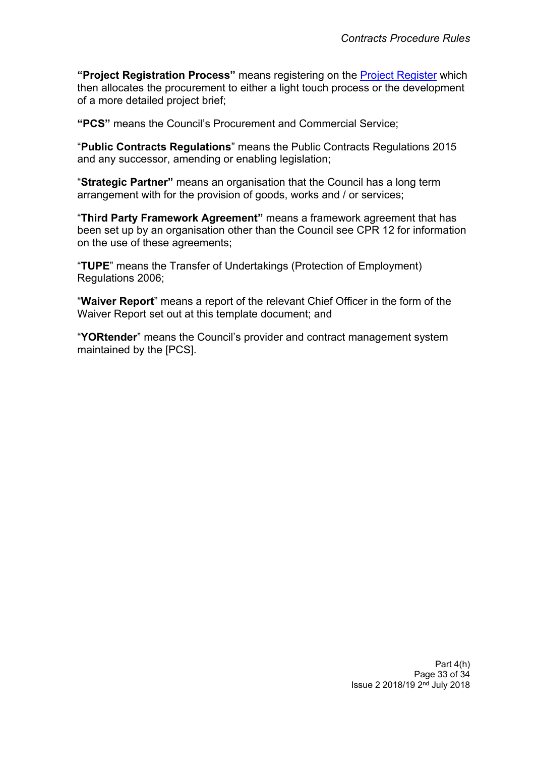**"Project Registration Process"** means registering on the Project Register which then allocates the procurement to either a light touch process or the development of a more detailed project brief;

**"PCS"** means the Council's Procurement and Commercial Service;

"**Public Contracts Regulations**" means the Public Contracts Regulations 2015 and any successor, amending or enabling legislation;

"**Strategic Partner"** means an organisation that the Council has a long term arrangement with for the provision of goods, works and / or services;

"**Third Party Framework Agreement"** means a framework agreement that has been set up by an organisation other than the Council see CPR 12 for information on the use of these agreements;

"**TUPE**" means the Transfer of Undertakings (Protection of Employment) Regulations 2006;

"**Waiver Report**" means a report of the relevant Chief Officer in the form of the Waiver Report set out at this template document; and

"**YORtender**" means the Council's provider and contract management system maintained by the [PCS].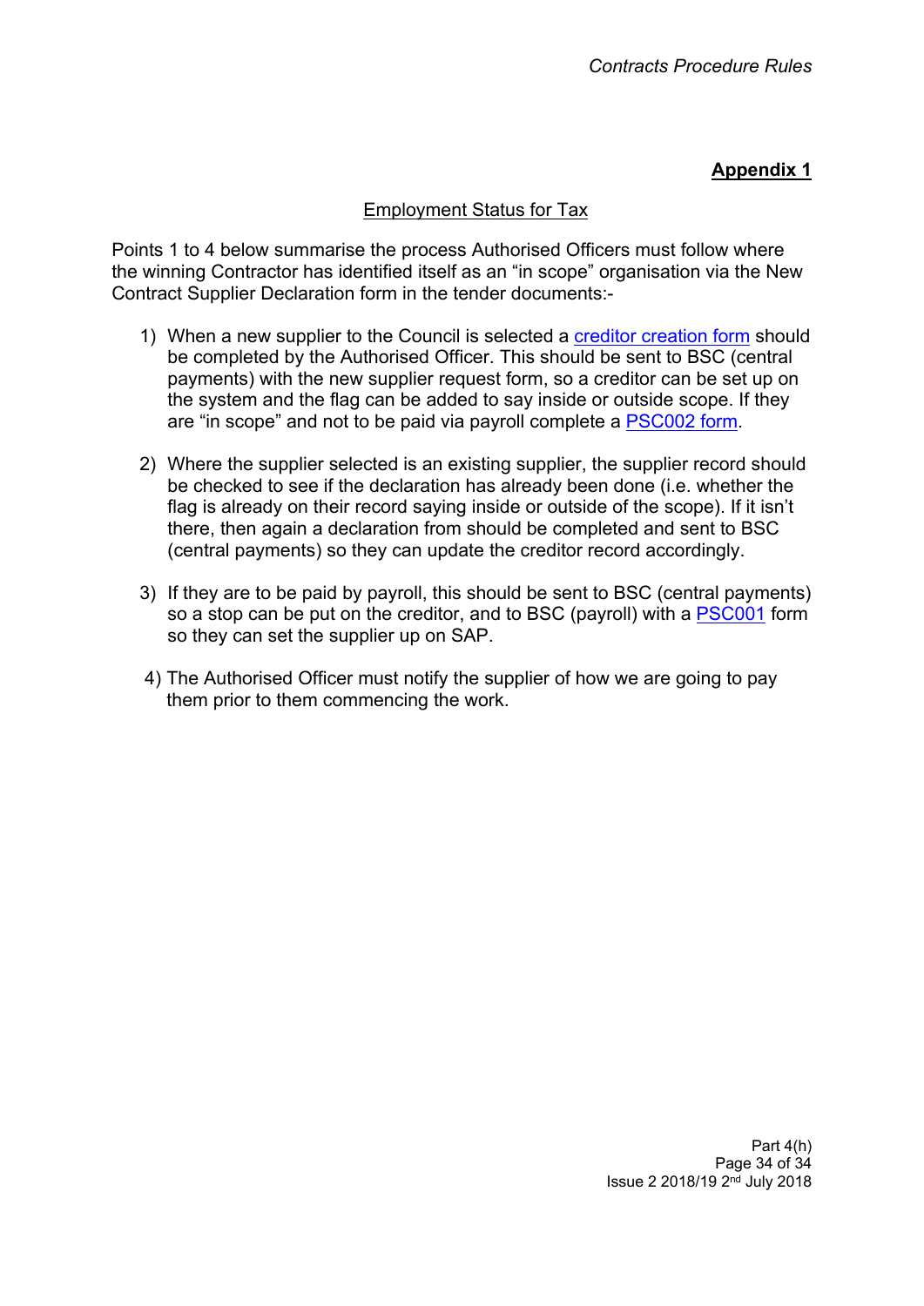## Appendix 1

### Employment Status for Tax

Points 1 to 4 below summarise the process Authorised Officers must follow where the winning Contractor has identified itself as an "in scope" organisation via the New Contract Supplier Declaration form in the tender documents:-

1) When a new supplier to the Council is selected a creditor creation form should be completed by the Authorised Officer. This should be sent to BSC (central payments) with the new supplier request form, so a creditor can be set up on the system and the flag can be added to say inside or outside scope. If they are "in scope" and not to be paid via payroll complete a PSC002 form.

2) Where the supplier selected is an existing supplier, the supplier record should be checked to see if the declaration has already been done (i.e. whether the flag is already on their record saying inside or outside of the scope). If it isn't there, then again a declaration from should be completed and sent to BSC (central payments) so they can update the creditor record accordingly.

3) If they are to be paid by payroll, this should be sent to BSC (central payments) so a stop can be put on the creditor, and to BSC (payroll) with a PSC001 form so they can set the supplier up on SAP.

4) The Authorised Officer must notify the supplier of how we are going to pay them prior to them commencing the work.